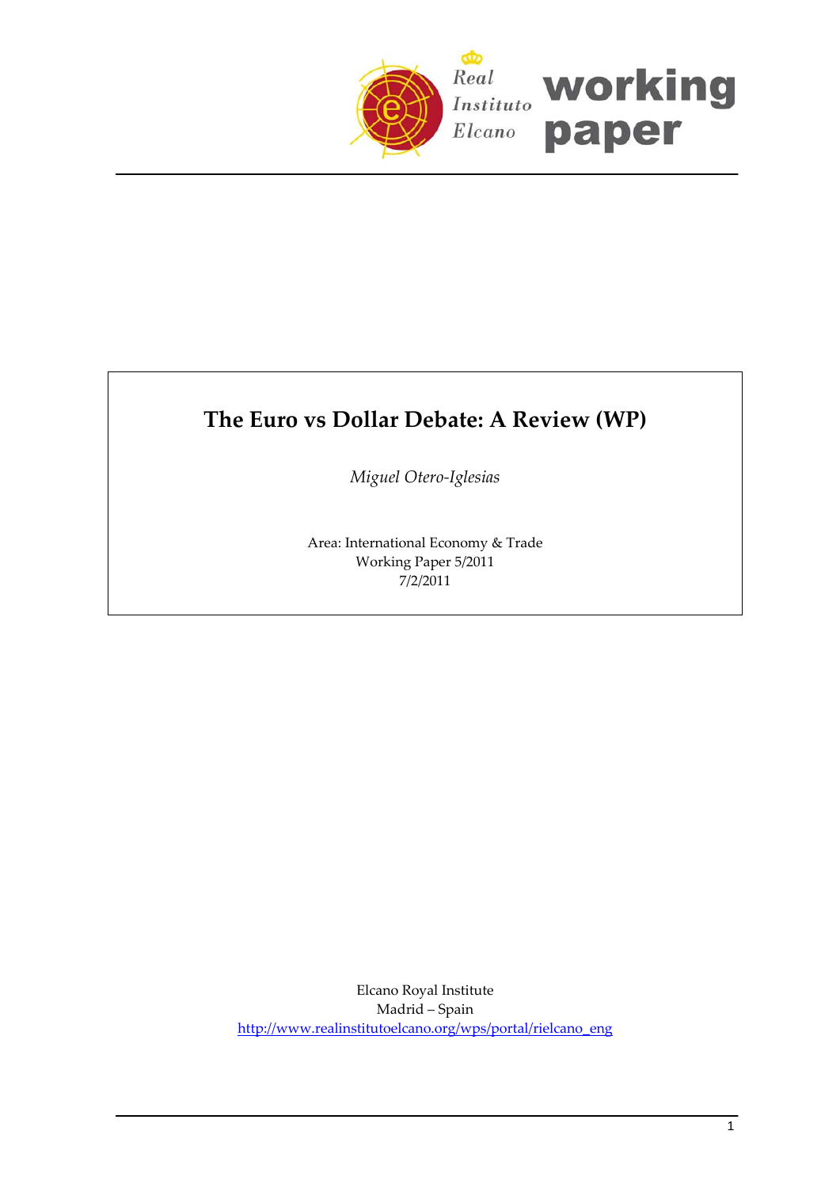Real Instituto Elcano **working paper**

# The Euro vs Dollar Debate: A Review (WP)

*Miguel Otero-Iglesias*

Area: International Economy & Trade
Working Paper 5/2011
7/2/2011

Elcano Royal Institute
Madrid – Spain
http://www.realinstitutoelcano.org/wps/portal/rielcano_eng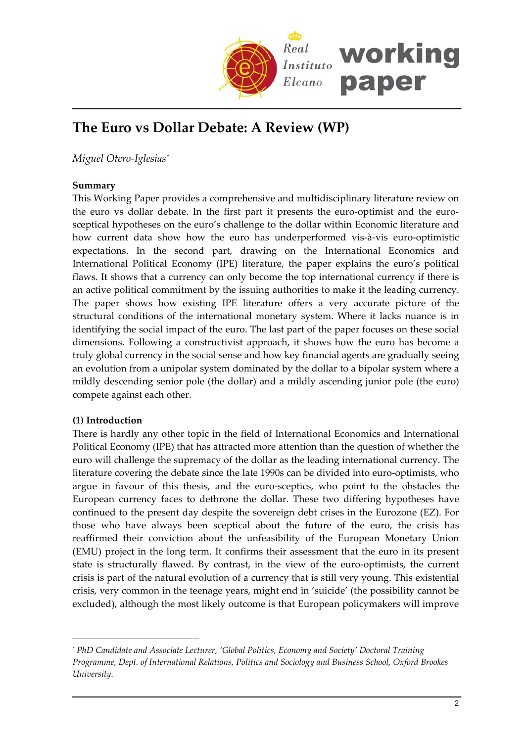# The Euro vs Dollar Debate: A Review (WP)

*Miguel Otero-Iglesias*[*]

**Summary**

This Working Paper provides a comprehensive and multidisciplinary literature review on the euro vs dollar debate. In the first part it presents the euro-optimist and the euro-sceptical hypotheses on the euro's challenge to the dollar within Economic literature and how current data show how the euro has underperformed vis-à-vis euro-optimistic expectations. In the second part, drawing on the International Economics and International Political Economy (IPE) literature, the paper explains the euro's political flaws. It shows that a currency can only become the top international currency if there is an active political commitment by the issuing authorities to make it the leading currency. The paper shows how existing IPE literature offers a very accurate picture of the structural conditions of the international monetary system. Where it lacks nuance is in identifying the social impact of the euro. The last part of the paper focuses on these social dimensions. Following a constructivist approach, it shows how the euro has become a truly global currency in the social sense and how key financial agents are gradually seeing an evolution from a unipolar system dominated by the dollar to a bipolar system where a mildly descending senior pole (the dollar) and a mildly ascending junior pole (the euro) compete against each other.

**(1) Introduction**

There is hardly any other topic in the field of International Economics and International Political Economy (IPE) that has attracted more attention than the question of whether the euro will challenge the supremacy of the dollar as the leading international currency. The literature covering the debate since the late 1990s can be divided into euro-optimists, who argue in favour of this thesis, and the euro-sceptics, who point to the obstacles the European currency faces to dethrone the dollar. These two differing hypotheses have continued to the present day despite the sovereign debt crises in the Eurozone (EZ). For those who have always been sceptical about the future of the euro, the crisis has reaffirmed their conviction about the unfeasibility of the European Monetary Union (EMU) project in the long term. It confirms their assessment that the euro in its present state is structurally flawed. By contrast, in the view of the euro-optimists, the current crisis is part of the natural evolution of a currency that is still very young. This existential crisis, very common in the teenage years, might end in 'suicide' (the possibility cannot be excluded), although the most likely outcome is that European policymakers will improve

---

[*] *PhD Candidate and Associate Lecturer, 'Global Politics, Economy and Society' Doctoral Training Programme, Dept. of International Relations, Politics and Sociology and Business School, Oxford Brookes University.*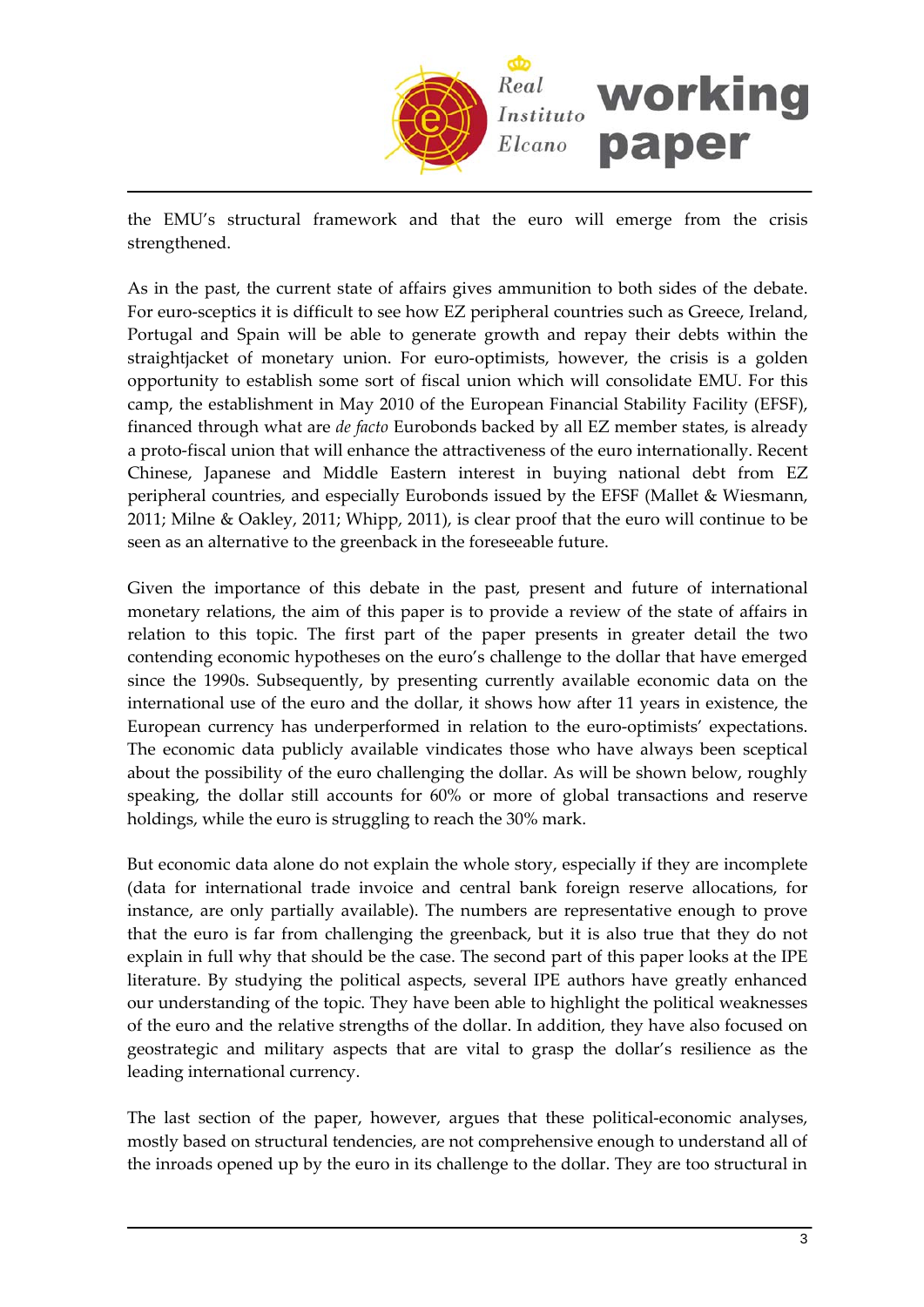the EMU's structural framework and that the euro will emerge from the crisis strengthened.

As in the past, the current state of affairs gives ammunition to both sides of the debate. For euro-sceptics it is difficult to see how EZ peripheral countries such as Greece, Ireland, Portugal and Spain will be able to generate growth and repay their debts within the straightjacket of monetary union. For euro-optimists, however, the crisis is a golden opportunity to establish some sort of fiscal union which will consolidate EMU. For this camp, the establishment in May 2010 of the European Financial Stability Facility (EFSF), financed through what are *de facto* Eurobonds backed by all EZ member states, is already a proto-fiscal union that will enhance the attractiveness of the euro internationally. Recent Chinese, Japanese and Middle Eastern interest in buying national debt from EZ peripheral countries, and especially Eurobonds issued by the EFSF (Mallet & Wiesmann, 2011; Milne & Oakley, 2011; Whipp, 2011), is clear proof that the euro will continue to be seen as an alternative to the greenback in the foreseeable future.

Given the importance of this debate in the past, present and future of international monetary relations, the aim of this paper is to provide a review of the state of affairs in relation to this topic. The first part of the paper presents in greater detail the two contending economic hypotheses on the euro's challenge to the dollar that have emerged since the 1990s. Subsequently, by presenting currently available economic data on the international use of the euro and the dollar, it shows how after 11 years in existence, the European currency has underperformed in relation to the euro-optimists' expectations. The economic data publicly available vindicates those who have always been sceptical about the possibility of the euro challenging the dollar. As will be shown below, roughly speaking, the dollar still accounts for 60% or more of global transactions and reserve holdings, while the euro is struggling to reach the 30% mark.

But economic data alone do not explain the whole story, especially if they are incomplete (data for international trade invoice and central bank foreign reserve allocations, for instance, are only partially available). The numbers are representative enough to prove that the euro is far from challenging the greenback, but it is also true that they do not explain in full why that should be the case. The second part of this paper looks at the IPE literature. By studying the political aspects, several IPE authors have greatly enhanced our understanding of the topic. They have been able to highlight the political weaknesses of the euro and the relative strengths of the dollar. In addition, they have also focused on geostrategic and military aspects that are vital to grasp the dollar's resilience as the leading international currency.

The last section of the paper, however, argues that these political-economic analyses, mostly based on structural tendencies, are not comprehensive enough to understand all of the inroads opened up by the euro in its challenge to the dollar. They are too structural in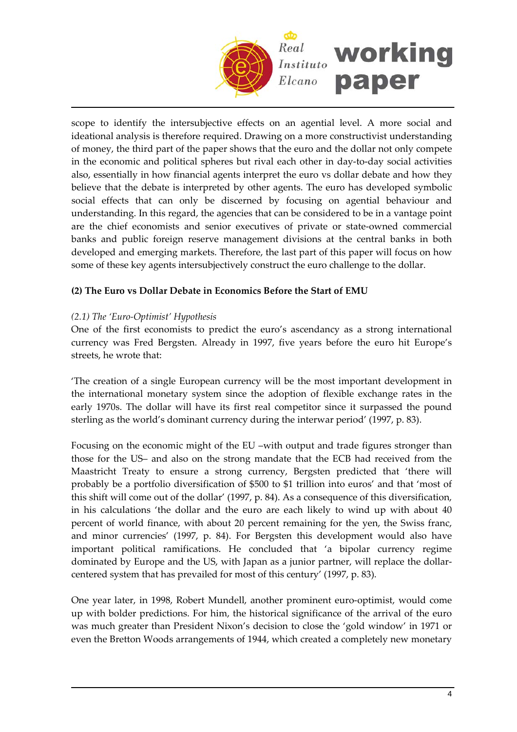scope to identify the intersubjective effects on an agential level. A more social and ideational analysis is therefore required. Drawing on a more constructivist understanding of money, the third part of the paper shows that the euro and the dollar not only compete in the economic and political spheres but rival each other in day-to-day social activities also, essentially in how financial agents interpret the euro vs dollar debate and how they believe that the debate is interpreted by other agents. The euro has developed symbolic social effects that can only be discerned by focusing on agential behaviour and understanding. In this regard, the agencies that can be considered to be in a vantage point are the chief economists and senior executives of private or state-owned commercial banks and public foreign reserve management divisions at the central banks in both developed and emerging markets. Therefore, the last part of this paper will focus on how some of these key agents intersubjectively construct the euro challenge to the dollar.

## (2) The Euro vs Dollar Debate in Economics Before the Start of EMU

### *(2.1) The 'Euro-Optimist' Hypothesis*

One of the first economists to predict the euro's ascendancy as a strong international currency was Fred Bergsten. Already in 1997, five years before the euro hit Europe's streets, he wrote that:

'The creation of a single European currency will be the most important development in the international monetary system since the adoption of flexible exchange rates in the early 1970s. The dollar will have its first real competitor since it surpassed the pound sterling as the world's dominant currency during the interwar period' (1997, p. 83).

Focusing on the economic might of the EU –with output and trade figures stronger than those for the US– and also on the strong mandate that the ECB had received from the Maastricht Treaty to ensure a strong currency, Bergsten predicted that 'there will probably be a portfolio diversification of $500 to $1 trillion into euros' and that 'most of this shift will come out of the dollar' (1997, p. 84). As a consequence of this diversification, in his calculations 'the dollar and the euro are each likely to wind up with about 40 percent of world finance, with about 20 percent remaining for the yen, the Swiss franc, and minor currencies' (1997, p. 84). For Bergsten this development would also have important political ramifications. He concluded that 'a bipolar currency regime dominated by Europe and the US, with Japan as a junior partner, will replace the dollar-centered system that has prevailed for most of this century' (1997, p. 83).

One year later, in 1998, Robert Mundell, another prominent euro-optimist, would come up with bolder predictions. For him, the historical significance of the arrival of the euro was much greater than President Nixon's decision to close the 'gold window' in 1971 or even the Bretton Woods arrangements of 1944, which created a completely new monetary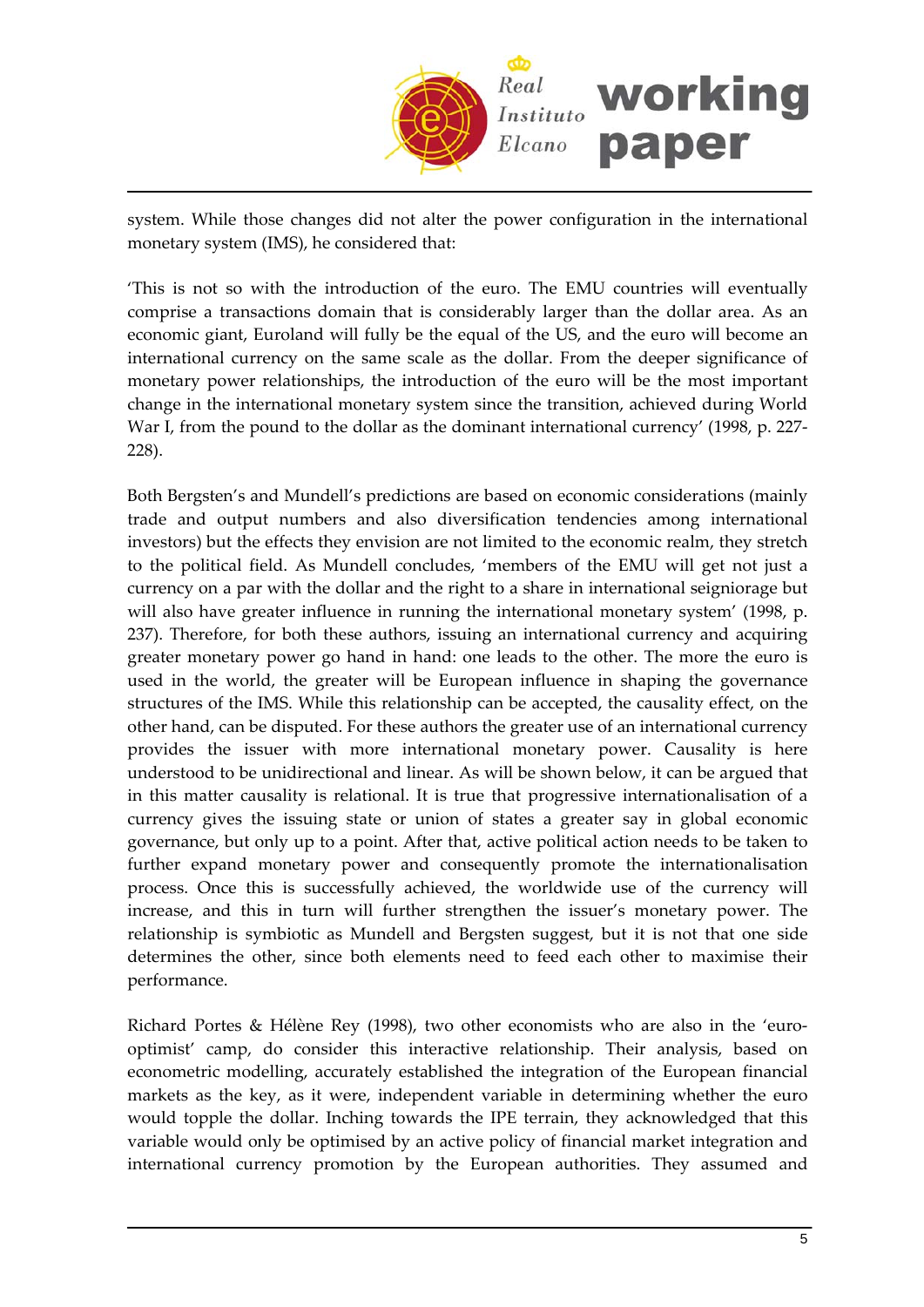system. While those changes did not alter the power configuration in the international monetary system (IMS), he considered that:

'This is not so with the introduction of the euro. The EMU countries will eventually comprise a transactions domain that is considerably larger than the dollar area. As an economic giant, Euroland will fully be the equal of the US, and the euro will become an international currency on the same scale as the dollar. From the deeper significance of monetary power relationships, the introduction of the euro will be the most important change in the international monetary system since the transition, achieved during World War I, from the pound to the dollar as the dominant international currency' (1998, p. 227-228).

Both Bergsten's and Mundell's predictions are based on economic considerations (mainly trade and output numbers and also diversification tendencies among international investors) but the effects they envision are not limited to the economic realm, they stretch to the political field. As Mundell concludes, 'members of the EMU will get not just a currency on a par with the dollar and the right to a share in international seigniorage but will also have greater influence in running the international monetary system' (1998, p. 237). Therefore, for both these authors, issuing an international currency and acquiring greater monetary power go hand in hand: one leads to the other. The more the euro is used in the world, the greater will be European influence in shaping the governance structures of the IMS. While this relationship can be accepted, the causality effect, on the other hand, can be disputed. For these authors the greater use of an international currency provides the issuer with more international monetary power. Causality is here understood to be unidirectional and linear. As will be shown below, it can be argued that in this matter causality is relational. It is true that progressive internationalisation of a currency gives the issuing state or union of states a greater say in global economic governance, but only up to a point. After that, active political action needs to be taken to further expand monetary power and consequently promote the internationalisation process. Once this is successfully achieved, the worldwide use of the currency will increase, and this in turn will further strengthen the issuer's monetary power. The relationship is symbiotic as Mundell and Bergsten suggest, but it is not that one side determines the other, since both elements need to feed each other to maximise their performance.

Richard Portes & Hélène Rey (1998), two other economists who are also in the 'euro-optimist' camp, do consider this interactive relationship. Their analysis, based on econometric modelling, accurately established the integration of the European financial markets as the key, as it were, independent variable in determining whether the euro would topple the dollar. Inching towards the IPE terrain, they acknowledged that this variable would only be optimised by an active policy of financial market integration and international currency promotion by the European authorities. They assumed and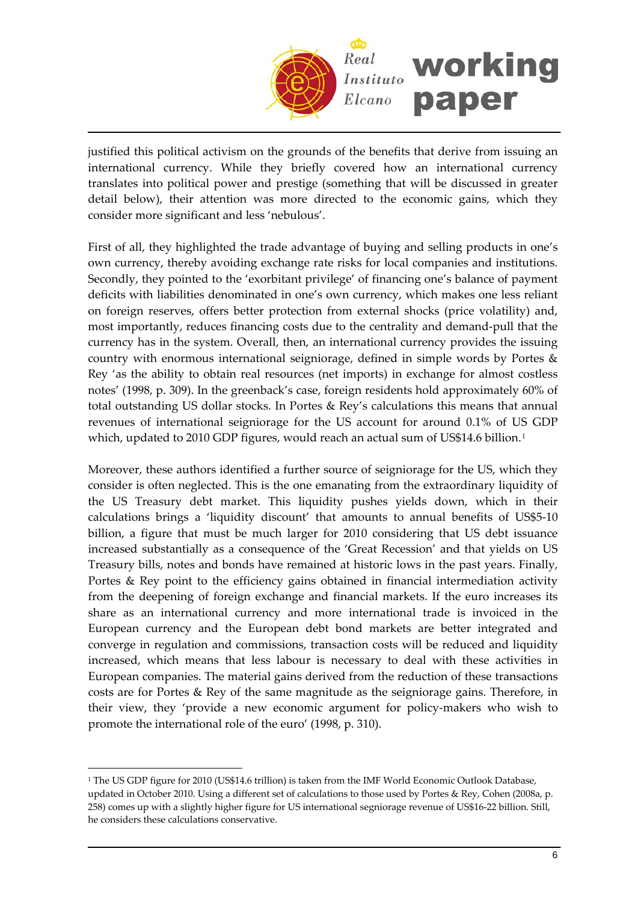justified this political activism on the grounds of the benefits that derive from issuing an international currency. While they briefly covered how an international currency translates into political power and prestige (something that will be discussed in greater detail below), their attention was more directed to the economic gains, which they consider more significant and less 'nebulous'.

First of all, they highlighted the trade advantage of buying and selling products in one's own currency, thereby avoiding exchange rate risks for local companies and institutions. Secondly, they pointed to the 'exorbitant privilege' of financing one's balance of payment deficits with liabilities denominated in one's own currency, which makes one less reliant on foreign reserves, offers better protection from external shocks (price volatility) and, most importantly, reduces financing costs due to the centrality and demand-pull that the currency has in the system. Overall, then, an international currency provides the issuing country with enormous international seigniorage, defined in simple words by Portes & Rey 'as the ability to obtain real resources (net imports) in exchange for almost costless notes' (1998, p. 309). In the greenback's case, foreign residents hold approximately 60% of total outstanding US dollar stocks. In Portes & Rey's calculations this means that annual revenues of international seigniorage for the US account for around 0.1% of US GDP which, updated to 2010 GDP figures, would reach an actual sum of US$14.6 billion.[1]

Moreover, these authors identified a further source of seigniorage for the US, which they consider is often neglected. This is the one emanating from the extraordinary liquidity of the US Treasury debt market. This liquidity pushes yields down, which in their calculations brings a 'liquidity discount' that amounts to annual benefits of US$5-10 billion, a figure that must be much larger for 2010 considering that US debt issuance increased substantially as a consequence of the 'Great Recession' and that yields on US Treasury bills, notes and bonds have remained at historic lows in the past years. Finally, Portes & Rey point to the efficiency gains obtained in financial intermediation activity from the deepening of foreign exchange and financial markets. If the euro increases its share as an international currency and more international trade is invoiced in the European currency and the European debt bond markets are better integrated and converge in regulation and commissions, transaction costs will be reduced and liquidity increased, which means that less labour is necessary to deal with these activities in European companies. The material gains derived from the reduction of these transactions costs are for Portes & Rey of the same magnitude as the seigniorage gains. Therefore, in their view, they 'provide a new economic argument for policy-makers who wish to promote the international role of the euro' (1998, p. 310).

---

[1] The US GDP figure for 2010 (US$14.6 trillion) is taken from the IMF World Economic Outlook Database, updated in October 2010. Using a different set of calculations to those used by Portes & Rey, Cohen (2008a, p. 258) comes up with a slightly higher figure for US international segniorage revenue of US$16-22 billion. Still, he considers these calculations conservative.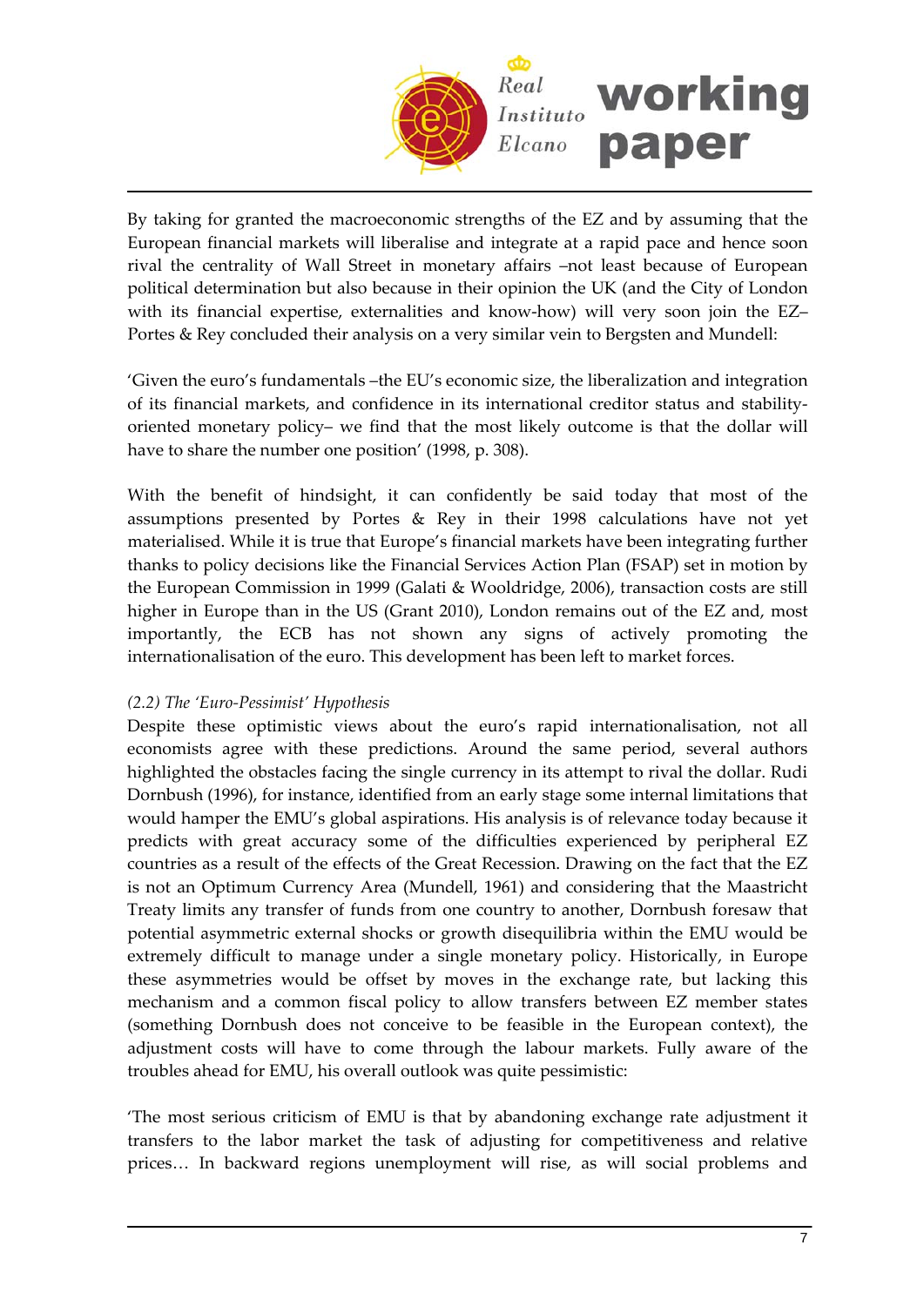By taking for granted the macroeconomic strengths of the EZ and by assuming that the European financial markets will liberalise and integrate at a rapid pace and hence soon rival the centrality of Wall Street in monetary affairs –not least because of European political determination but also because in their opinion the UK (and the City of London with its financial expertise, externalities and know-how) will very soon join the EZ– Portes & Rey concluded their analysis on a very similar vein to Bergsten and Mundell:

'Given the euro's fundamentals –the EU's economic size, the liberalization and integration of its financial markets, and confidence in its international creditor status and stability-oriented monetary policy– we find that the most likely outcome is that the dollar will have to share the number one position' (1998, p. 308).

With the benefit of hindsight, it can confidently be said today that most of the assumptions presented by Portes & Rey in their 1998 calculations have not yet materialised. While it is true that Europe's financial markets have been integrating further thanks to policy decisions like the Financial Services Action Plan (FSAP) set in motion by the European Commission in 1999 (Galati & Wooldridge, 2006), transaction costs are still higher in Europe than in the US (Grant 2010), London remains out of the EZ and, most importantly, the ECB has not shown any signs of actively promoting the internationalisation of the euro. This development has been left to market forces.

*(2.2) The 'Euro-Pessimist' Hypothesis*

Despite these optimistic views about the euro's rapid internationalisation, not all economists agree with these predictions. Around the same period, several authors highlighted the obstacles facing the single currency in its attempt to rival the dollar. Rudi Dornbush (1996), for instance, identified from an early stage some internal limitations that would hamper the EMU's global aspirations. His analysis is of relevance today because it predicts with great accuracy some of the difficulties experienced by peripheral EZ countries as a result of the effects of the Great Recession. Drawing on the fact that the EZ is not an Optimum Currency Area (Mundell, 1961) and considering that the Maastricht Treaty limits any transfer of funds from one country to another, Dornbush foresaw that potential asymmetric external shocks or growth disequilibria within the EMU would be extremely difficult to manage under a single monetary policy. Historically, in Europe these asymmetries would be offset by moves in the exchange rate, but lacking this mechanism and a common fiscal policy to allow transfers between EZ member states (something Dornbush does not conceive to be feasible in the European context), the adjustment costs will have to come through the labour markets. Fully aware of the troubles ahead for EMU, his overall outlook was quite pessimistic:

'The most serious criticism of EMU is that by abandoning exchange rate adjustment it transfers to the labor market the task of adjusting for competitiveness and relative prices… In backward regions unemployment will rise, as will social problems and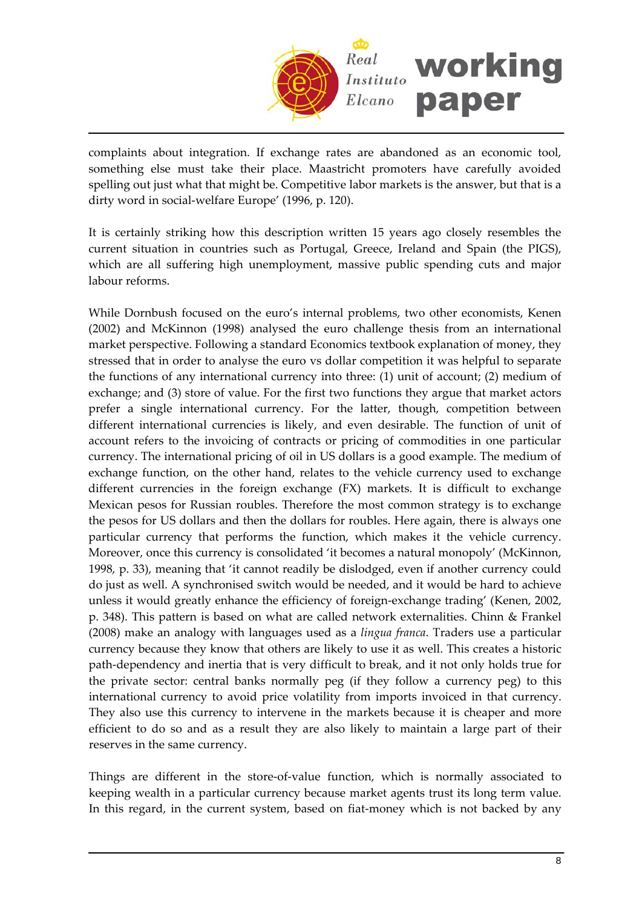complaints about integration. If exchange rates are abandoned as an economic tool, something else must take their place. Maastricht promoters have carefully avoided spelling out just what that might be. Competitive labor markets is the answer, but that is a dirty word in social-welfare Europe' (1996, p. 120).

It is certainly striking how this description written 15 years ago closely resembles the current situation in countries such as Portugal, Greece, Ireland and Spain (the PIGS), which are all suffering high unemployment, massive public spending cuts and major labour reforms.

While Dornbush focused on the euro's internal problems, two other economists, Kenen (2002) and McKinnon (1998) analysed the euro challenge thesis from an international market perspective. Following a standard Economics textbook explanation of money, they stressed that in order to analyse the euro vs dollar competition it was helpful to separate the functions of any international currency into three: (1) unit of account; (2) medium of exchange; and (3) store of value. For the first two functions they argue that market actors prefer a single international currency. For the latter, though, competition between different international currencies is likely, and even desirable. The function of unit of account refers to the invoicing of contracts or pricing of commodities in one particular currency. The international pricing of oil in US dollars is a good example. The medium of exchange function, on the other hand, relates to the vehicle currency used to exchange different currencies in the foreign exchange (FX) markets. It is difficult to exchange Mexican pesos for Russian roubles. Therefore the most common strategy is to exchange the pesos for US dollars and then the dollars for roubles. Here again, there is always one particular currency that performs the function, which makes it the vehicle currency. Moreover, once this currency is consolidated 'it becomes a natural monopoly' (McKinnon, 1998, p. 33), meaning that 'it cannot readily be dislodged, even if another currency could do just as well. A synchronised switch would be needed, and it would be hard to achieve unless it would greatly enhance the efficiency of foreign-exchange trading' (Kenen, 2002, p. 348). This pattern is based on what are called network externalities. Chinn & Frankel (2008) make an analogy with languages used as a *lingua franca*. Traders use a particular currency because they know that others are likely to use it as well. This creates a historic path-dependency and inertia that is very difficult to break, and it not only holds true for the private sector: central banks normally peg (if they follow a currency peg) to this international currency to avoid price volatility from imports invoiced in that currency. They also use this currency to intervene in the markets because it is cheaper and more efficient to do so and as a result they are also likely to maintain a large part of their reserves in the same currency.

Things are different in the store-of-value function, which is normally associated to keeping wealth in a particular currency because market agents trust its long term value. In this regard, in the current system, based on fiat-money which is not backed by any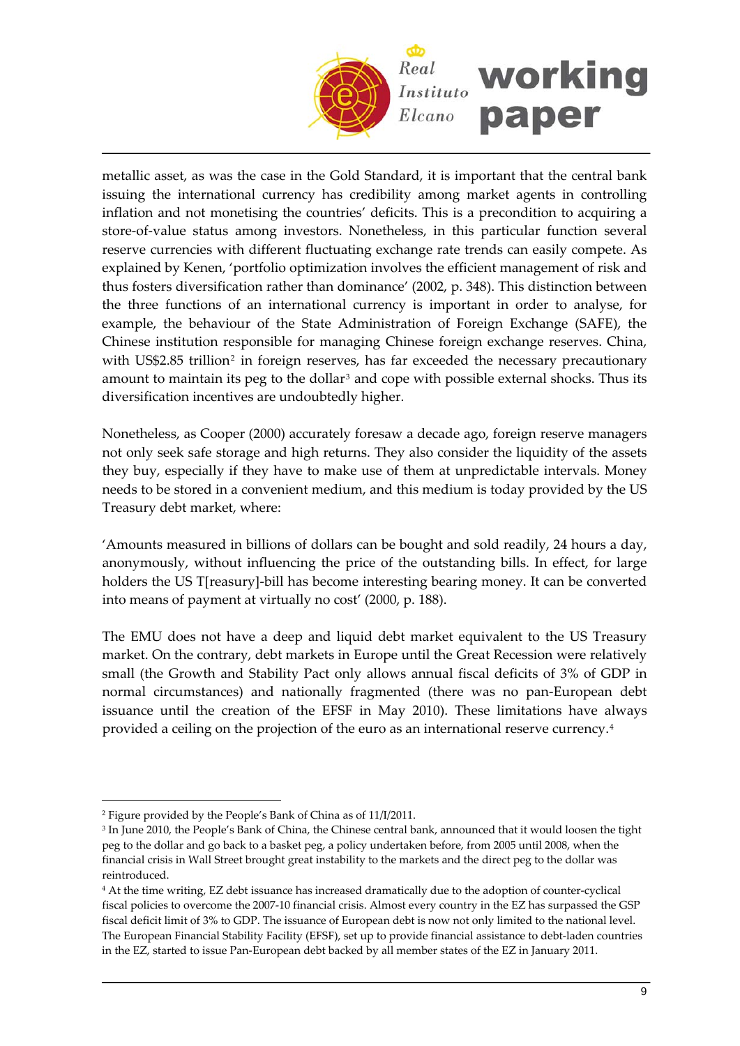metallic asset, as was the case in the Gold Standard, it is important that the central bank issuing the international currency has credibility among market agents in controlling inflation and not monetising the countries' deficits. This is a precondition to acquiring a store-of-value status among investors. Nonetheless, in this particular function several reserve currencies with different fluctuating exchange rate trends can easily compete. As explained by Kenen, 'portfolio optimization involves the efficient management of risk and thus fosters diversification rather than dominance' (2002, p. 348). This distinction between the three functions of an international currency is important in order to analyse, for example, the behaviour of the State Administration of Foreign Exchange (SAFE), the Chinese institution responsible for managing Chinese foreign exchange reserves. China, with US$2.85 trillion[2] in foreign reserves, has far exceeded the necessary precautionary amount to maintain its peg to the dollar[3] and cope with possible external shocks. Thus its diversification incentives are undoubtedly higher.

Nonetheless, as Cooper (2000) accurately foresaw a decade ago, foreign reserve managers not only seek safe storage and high returns. They also consider the liquidity of the assets they buy, especially if they have to make use of them at unpredictable intervals. Money needs to be stored in a convenient medium, and this medium is today provided by the US Treasury debt market, where:

'Amounts measured in billions of dollars can be bought and sold readily, 24 hours a day, anonymously, without influencing the price of the outstanding bills. In effect, for large holders the US T[reasury]-bill has become interesting bearing money. It can be converted into means of payment at virtually no cost' (2000, p. 188).

The EMU does not have a deep and liquid debt market equivalent to the US Treasury market. On the contrary, debt markets in Europe until the Great Recession were relatively small (the Growth and Stability Pact only allows annual fiscal deficits of 3% of GDP in normal circumstances) and nationally fragmented (there was no pan-European debt issuance until the creation of the EFSF in May 2010). These limitations have always provided a ceiling on the projection of the euro as an international reserve currency.[4]

---

[2] Figure provided by the People's Bank of China as of 11/I/2011.

[3] In June 2010, the People's Bank of China, the Chinese central bank, announced that it would loosen the tight peg to the dollar and go back to a basket peg, a policy undertaken before, from 2005 until 2008, when the financial crisis in Wall Street brought great instability to the markets and the direct peg to the dollar was reintroduced.

[4] At the time writing, EZ debt issuance has increased dramatically due to the adoption of counter-cyclical fiscal policies to overcome the 2007-10 financial crisis. Almost every country in the EZ has surpassed the GSP fiscal deficit limit of 3% to GDP. The issuance of European debt is now not only limited to the national level. The European Financial Stability Facility (EFSF), set up to provide financial assistance to debt-laden countries in the EZ, started to issue Pan-European debt backed by all member states of the EZ in January 2011.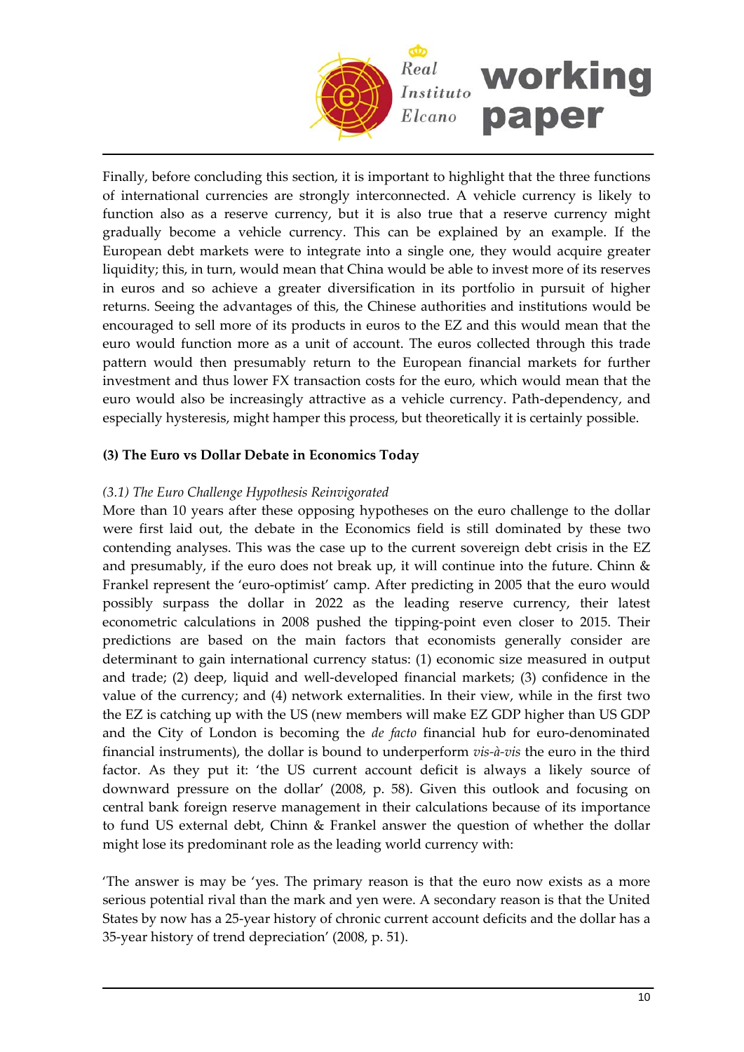Finally, before concluding this section, it is important to highlight that the three functions of international currencies are strongly interconnected. A vehicle currency is likely to function also as a reserve currency, but it is also true that a reserve currency might gradually become a vehicle currency. This can be explained by an example. If the European debt markets were to integrate into a single one, they would acquire greater liquidity; this, in turn, would mean that China would be able to invest more of its reserves in euros and so achieve a greater diversification in its portfolio in pursuit of higher returns. Seeing the advantages of this, the Chinese authorities and institutions would be encouraged to sell more of its products in euros to the EZ and this would mean that the euro would function more as a unit of account. The euros collected through this trade pattern would then presumably return to the European financial markets for further investment and thus lower FX transaction costs for the euro, which would mean that the euro would also be increasingly attractive as a vehicle currency. Path-dependency, and especially hysteresis, might hamper this process, but theoretically it is certainly possible.

## (3) The Euro vs Dollar Debate in Economics Today

### *(3.1) The Euro Challenge Hypothesis Reinvigorated*

More than 10 years after these opposing hypotheses on the euro challenge to the dollar were first laid out, the debate in the Economics field is still dominated by these two contending analyses. This was the case up to the current sovereign debt crisis in the EZ and presumably, if the euro does not break up, it will continue into the future. Chinn & Frankel represent the 'euro-optimist' camp. After predicting in 2005 that the euro would possibly surpass the dollar in 2022 as the leading reserve currency, their latest econometric calculations in 2008 pushed the tipping-point even closer to 2015. Their predictions are based on the main factors that economists generally consider are determinant to gain international currency status: (1) economic size measured in output and trade; (2) deep, liquid and well-developed financial markets; (3) confidence in the value of the currency; and (4) network externalities. In their view, while in the first two the EZ is catching up with the US (new members will make EZ GDP higher than US GDP and the City of London is becoming the *de facto* financial hub for euro-denominated financial instruments), the dollar is bound to underperform *vis-à-vis* the euro in the third factor. As they put it: 'the US current account deficit is always a likely source of downward pressure on the dollar' (2008, p. 58). Given this outlook and focusing on central bank foreign reserve management in their calculations because of its importance to fund US external debt, Chinn & Frankel answer the question of whether the dollar might lose its predominant role as the leading world currency with:

'The answer is may be 'yes. The primary reason is that the euro now exists as a more serious potential rival than the mark and yen were. A secondary reason is that the United States by now has a 25-year history of chronic current account deficits and the dollar has a 35-year history of trend depreciation' (2008, p. 51).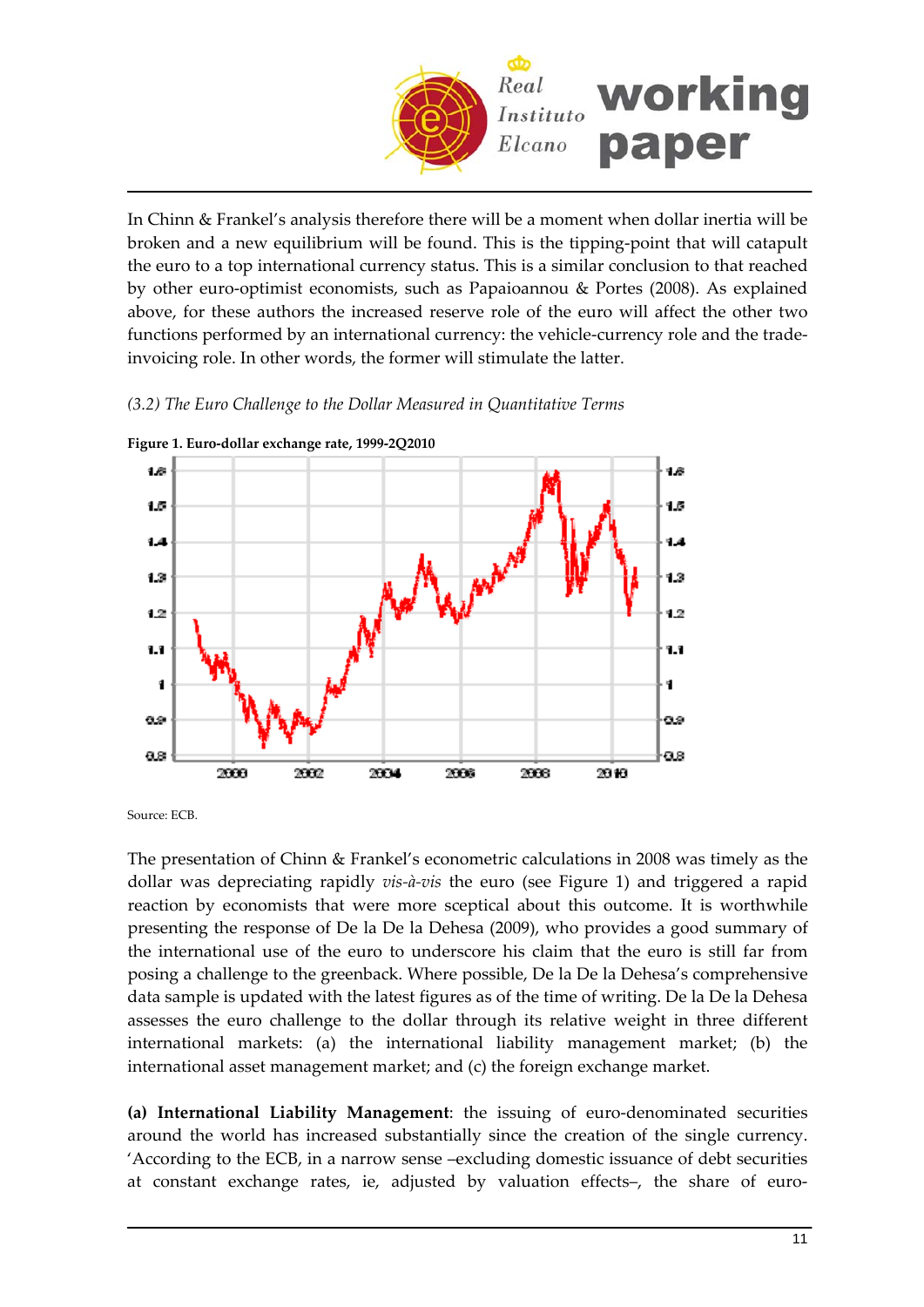In Chinn & Frankel's analysis therefore there will be a moment when dollar inertia will be broken and a new equilibrium will be found. This is the tipping-point that will catapult the euro to a top international currency status. This is a similar conclusion to that reached by other euro-optimist economists, such as Papaioannou & Portes (2008). As explained above, for these authors the increased reserve role of the euro will affect the other two functions performed by an international currency: the vehicle-currency role and the trade-invoicing role. In other words, the former will stimulate the latter.

*(3.2) The Euro Challenge to the Dollar Measured in Quantitative Terms*

**Figure 1. Euro-dollar exchange rate, 1999-2Q2010**

Source: ECB.

The presentation of Chinn & Frankel's econometric calculations in 2008 was timely as the dollar was depreciating rapidly *vis-à-vis* the euro (see Figure 1) and triggered a rapid reaction by economists that were more sceptical about this outcome. It is worthwhile presenting the response of De la De la Dehesa (2009), who provides a good summary of the international use of the euro to underscore his claim that the euro is still far from posing a challenge to the greenback. Where possible, De la De la Dehesa's comprehensive data sample is updated with the latest figures as of the time of writing. De la De la Dehesa assesses the euro challenge to the dollar through its relative weight in three different international markets: (a) the international liability management market; (b) the international asset management market; and (c) the foreign exchange market.

**(a) International Liability Management**: the issuing of euro-denominated securities around the world has increased substantially since the creation of the single currency. 'According to the ECB, in a narrow sense –excluding domestic issuance of debt securities at constant exchange rates, ie, adjusted by valuation effects–, the share of euro-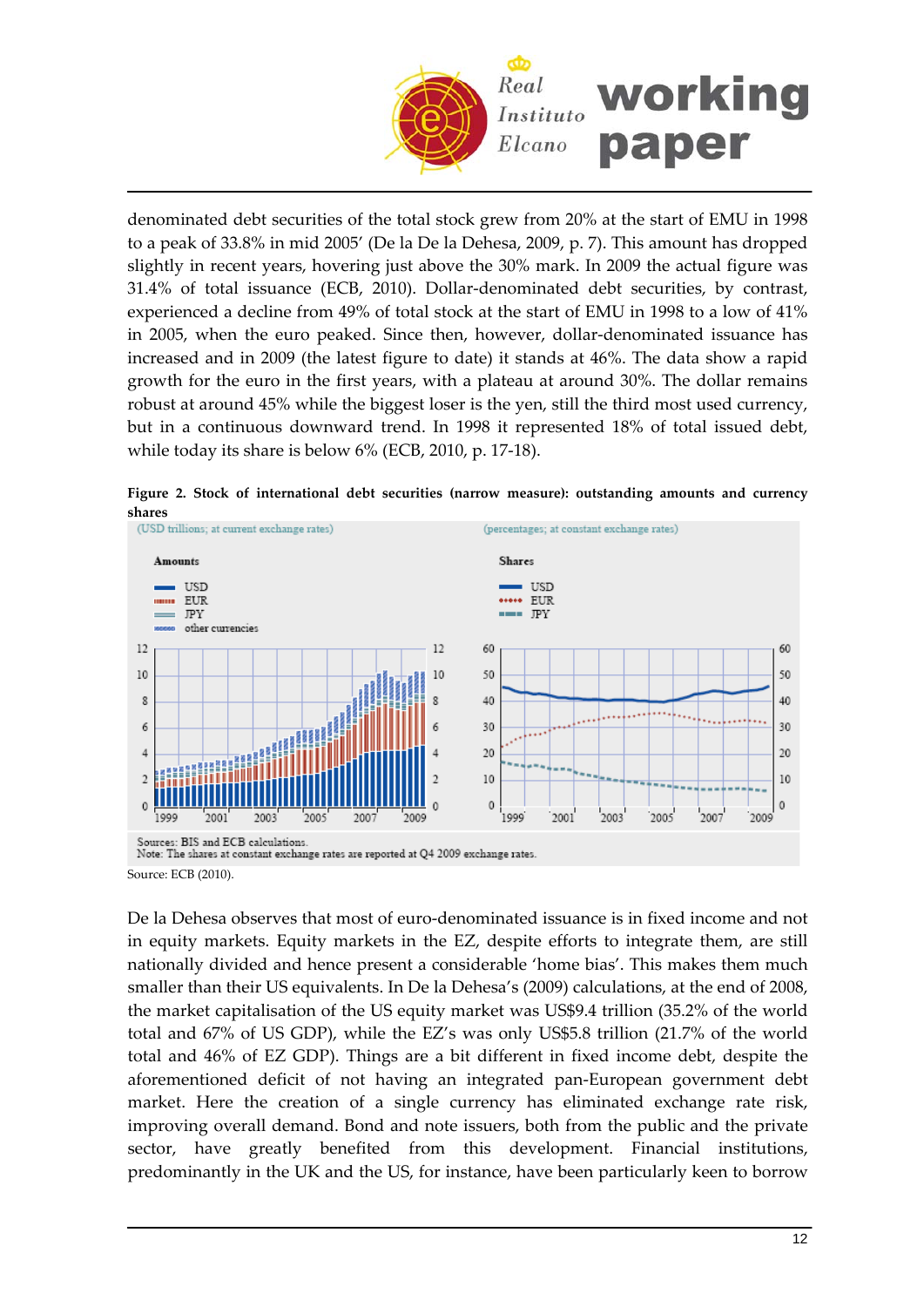denominated debt securities of the total stock grew from 20% at the start of EMU in 1998 to a peak of 33.8% in mid 2005' (De la De la Dehesa, 2009, p. 7). This amount has dropped slightly in recent years, hovering just above the 30% mark. In 2009 the actual figure was 31.4% of total issuance (ECB, 2010). Dollar-denominated debt securities, by contrast, experienced a decline from 49% of total stock at the start of EMU in 1998 to a low of 41% in 2005, when the euro peaked. Since then, however, dollar-denominated issuance has increased and in 2009 (the latest figure to date) it stands at 46%. The data show a rapid growth for the euro in the first years, with a plateau at around 30%. The dollar remains robust at around 45% while the biggest loser is the yen, still the third most used currency, but in a continuous downward trend. In 1998 it represented 18% of total issued debt, while today its share is below 6% (ECB, 2010, p. 17-18).

**Figure 2. Stock of international debt securities (narrow measure): outstanding amounts and currency shares**

(USD trillions; at current exchange rates) — Amounts: USD, EUR, JPY, other currencies

(percentages; at constant exchange rates) — Shares: USD, EUR, JPY

Sources: BIS and ECB calculations.
Note: The shares at constant exchange rates are reported at Q4 2009 exchange rates.

Source: ECB (2010).

De la Dehesa observes that most of euro-denominated issuance is in fixed income and not in equity markets. Equity markets in the EZ, despite efforts to integrate them, are still nationally divided and hence present a considerable 'home bias'. This makes them much smaller than their US equivalents. In De la Dehesa's (2009) calculations, at the end of 2008, the market capitalisation of the US equity market was US$9.4 trillion (35.2% of the world total and 67% of US GDP), while the EZ's was only US$5.8 trillion (21.7% of the world total and 46% of EZ GDP). Things are a bit different in fixed income debt, despite the aforementioned deficit of not having an integrated pan-European government debt market. Here the creation of a single currency has eliminated exchange rate risk, improving overall demand. Bond and note issuers, both from the public and the private sector, have greatly benefited from this development. Financial institutions, predominantly in the UK and the US, for instance, have been particularly keen to borrow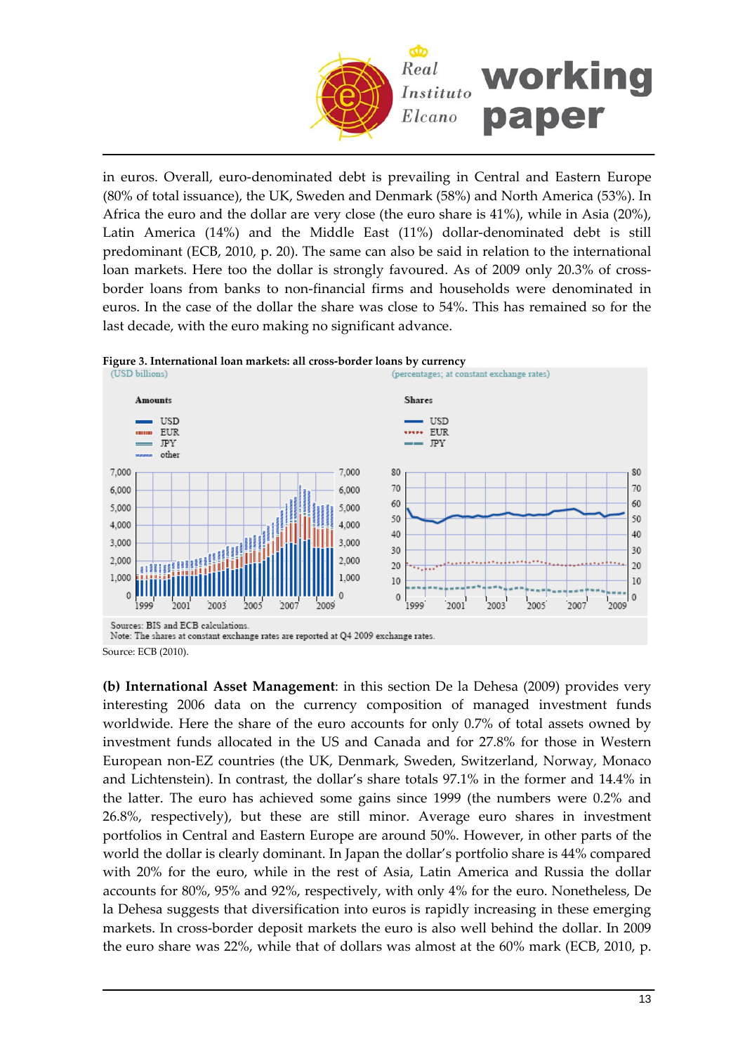in euros. Overall, euro-denominated debt is prevailing in Central and Eastern Europe (80% of total issuance), the UK, Sweden and Denmark (58%) and North America (53%). In Africa the euro and the dollar are very close (the euro share is 41%), while in Asia (20%), Latin America (14%) and the Middle East (11%) dollar-denominated debt is still predominant (ECB, 2010, p. 20). The same can also be said in relation to the international loan markets. Here too the dollar is strongly favoured. As of 2009 only 20.3% of cross-border loans from banks to non-financial firms and households were denominated in euros. In the case of the dollar the share was close to 54%. This has remained so for the last decade, with the euro making no significant advance.

**Figure 3. International loan markets: all cross-border loans by currency**

(USD billions) (percentages; at constant exchange rates)

Amounts: USD, EUR, JPY, other

Shares: USD, EUR, JPY

Sources: BIS and ECB calculations.
Note: The shares at constant exchange rates are reported at Q4 2009 exchange rates.

Source: ECB (2010).

**(b) International Asset Management**: in this section De la Dehesa (2009) provides very interesting 2006 data on the currency composition of managed investment funds worldwide. Here the share of the euro accounts for only 0.7% of total assets owned by investment funds allocated in the US and Canada and for 27.8% for those in Western European non-EZ countries (the UK, Denmark, Sweden, Switzerland, Norway, Monaco and Lichtenstein). In contrast, the dollar's share totals 97.1% in the former and 14.4% in the latter. The euro has achieved some gains since 1999 (the numbers were 0.2% and 26.8%, respectively), but these are still minor. Average euro shares in investment portfolios in Central and Eastern Europe are around 50%. However, in other parts of the world the dollar is clearly dominant. In Japan the dollar's portfolio share is 44% compared with 20% for the euro, while in the rest of Asia, Latin America and Russia the dollar accounts for 80%, 95% and 92%, respectively, with only 4% for the euro. Nonetheless, De la Dehesa suggests that diversification into euros is rapidly increasing in these emerging markets. In cross-border deposit markets the euro is also well behind the dollar. In 2009 the euro share was 22%, while that of dollars was almost at the 60% mark (ECB, 2010, p.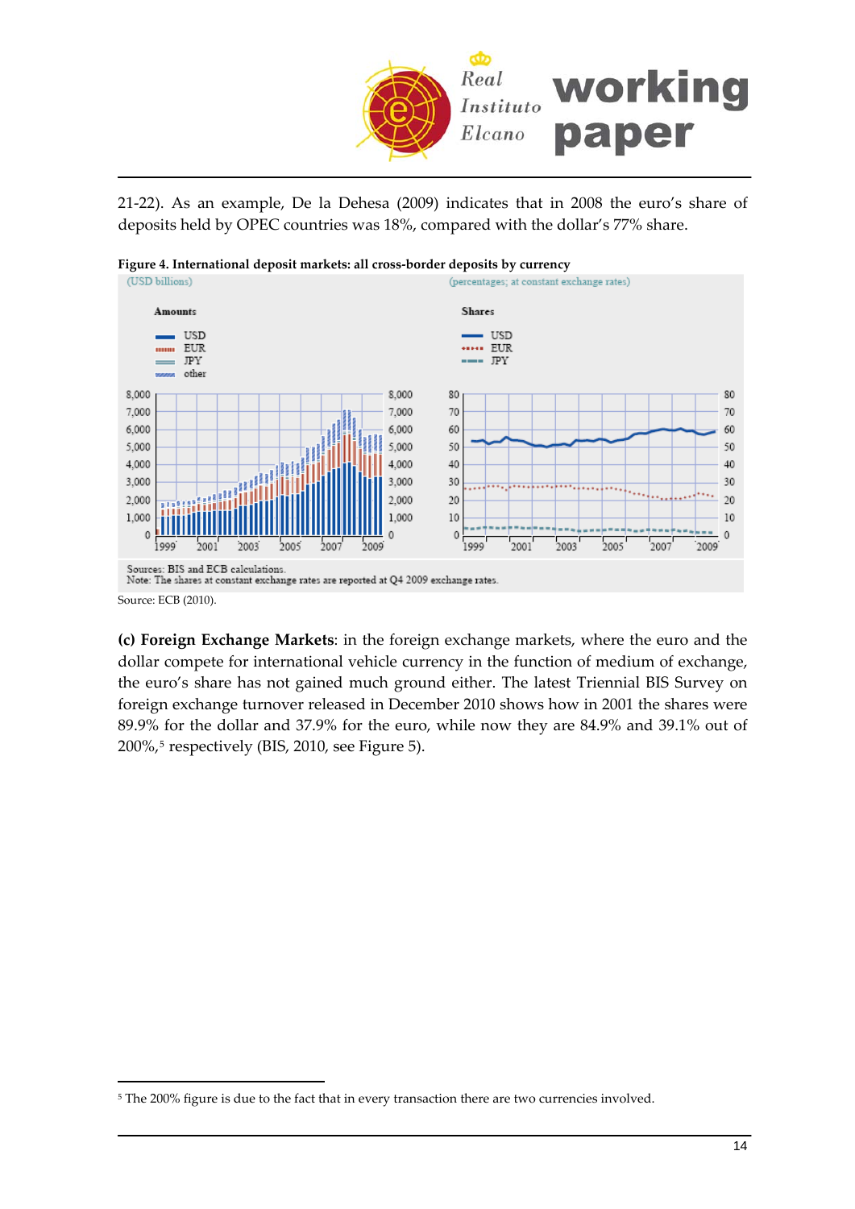21-22). As an example, De la Dehesa (2009) indicates that in 2008 the euro's share of deposits held by OPEC countries was 18%, compared with the dollar's 77% share.

**Figure 4. International deposit markets: all cross-border deposits by currency**

Sources: BIS and ECB calculations.
Note: The shares at constant exchange rates are reported at Q4 2009 exchange rates.

Source: ECB (2010).

**(c) Foreign Exchange Markets**: in the foreign exchange markets, where the euro and the dollar compete for international vehicle currency in the function of medium of exchange, the euro's share has not gained much ground either. The latest Triennial BIS Survey on foreign exchange turnover released in December 2010 shows how in 2001 the shares were 89.9% for the dollar and 37.9% for the euro, while now they are 84.9% and 39.1% out of 200%,[5] respectively (BIS, 2010, see Figure 5).

[5] The 200% figure is due to the fact that in every transaction there are two currencies involved.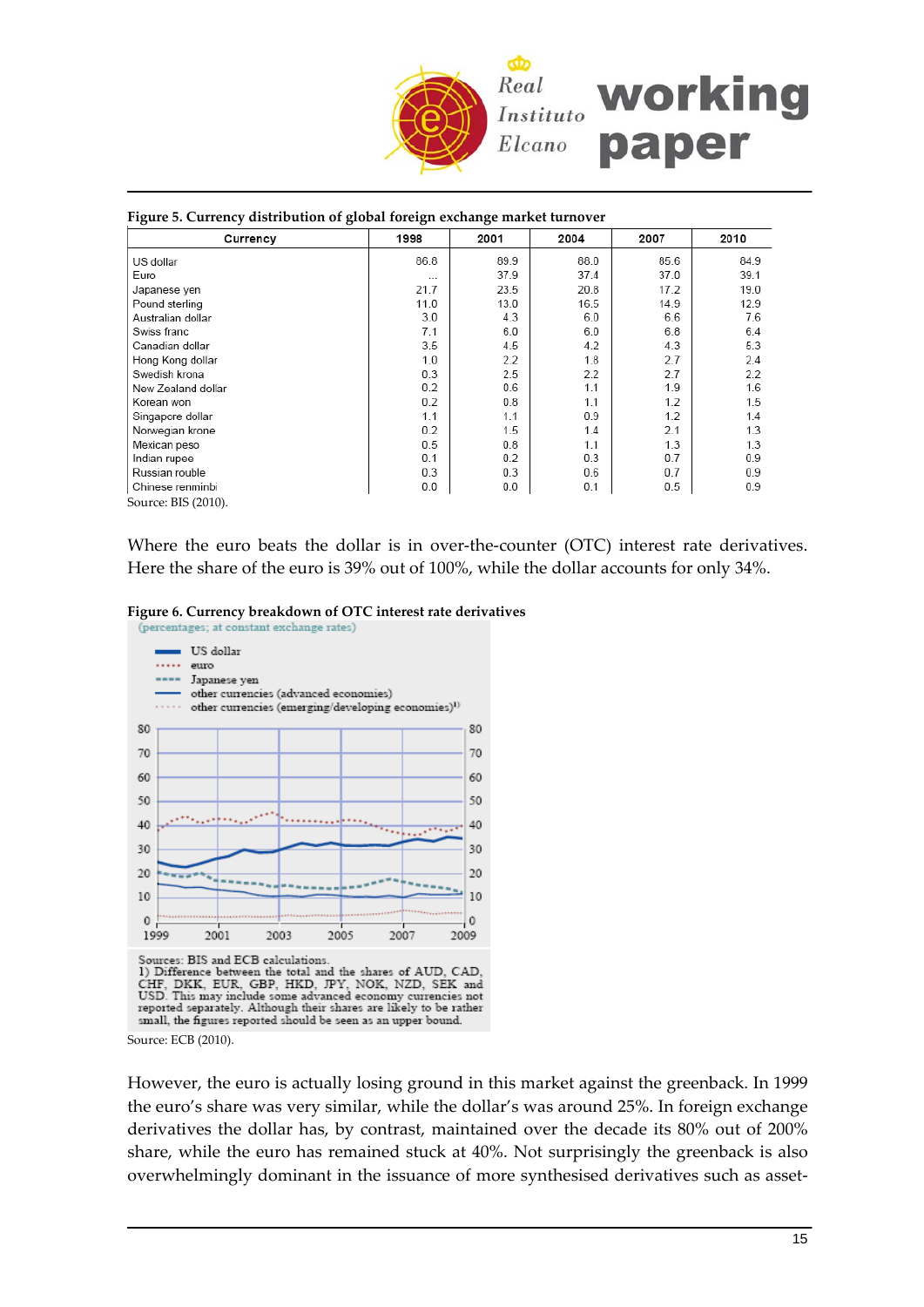**Figure 5. Currency distribution of global foreign exchange market turnover**

| Currency | 1998 | 2001 | 2004 | 2007 | 2010 |
|---|---|---|---|---|---|
| US dollar | 86.8 | 89.9 | 88.0 | 85.6 | 84.9 |
| Euro | ... | 37.9 | 37.4 | 37.0 | 39.1 |
| Japanese yen | 21.7 | 23.5 | 20.8 | 17.2 | 19.0 |
| Pound sterling | 11.0 | 13.0 | 16.5 | 14.9 | 12.9 |
| Australian dollar | 3.0 | 4.3 | 6.0 | 6.6 | 7.6 |
| Swiss franc | 7.1 | 6.0 | 6.0 | 6.8 | 6.4 |
| Canadian dollar | 3.5 | 4.5 | 4.2 | 4.3 | 5.3 |
| Hong Kong dollar | 1.0 | 2.2 | 1.8 | 2.7 | 2.4 |
| Swedish krona | 0.3 | 2.5 | 2.2 | 2.7 | 2.2 |
| New Zealand dollar | 0.2 | 0.6 | 1.1 | 1.9 | 1.6 |
| Korean won | 0.2 | 0.8 | 1.1 | 1.2 | 1.5 |
| Singapore dollar | 1.1 | 1.1 | 0.9 | 1.2 | 1.4 |
| Norwegian krone | 0.2 | 1.5 | 1.4 | 2.1 | 1.3 |
| Mexican peso | 0.5 | 0.8 | 1.1 | 1.3 | 1.3 |
| Indian rupee | 0.1 | 0.2 | 0.3 | 0.7 | 0.9 |
| Russian rouble | 0.3 | 0.3 | 0.6 | 0.7 | 0.9 |
| Chinese renminbi | 0.0 | 0.0 | 0.1 | 0.5 | 0.9 |

Source: BIS (2010).

Where the euro beats the dollar is in over-the-counter (OTC) interest rate derivatives. Here the share of the euro is 39% out of 100%, while the dollar accounts for only 34%.

**Figure 6. Currency breakdown of OTC interest rate derivatives**

(percentages; at constant exchange rates)

Sources: BIS and ECB calculations.
1) Difference between the total and the shares of AUD, CAD, CHF, DKK, EUR, GBP, HKD, JPY, NOK, NZD, SEK and USD. This may include some advanced economy currencies not reported separately. Although their shares are likely to be rather small, the figures reported should be seen as an upper bound.

Source: ECB (2010).

However, the euro is actually losing ground in this market against the greenback. In 1999 the euro's share was very similar, while the dollar's was around 25%. In foreign exchange derivatives the dollar has, by contrast, maintained over the decade its 80% out of 200% share, while the euro has remained stuck at 40%. Not surprisingly the greenback is also overwhelmingly dominant in the issuance of more synthesised derivatives such as asset-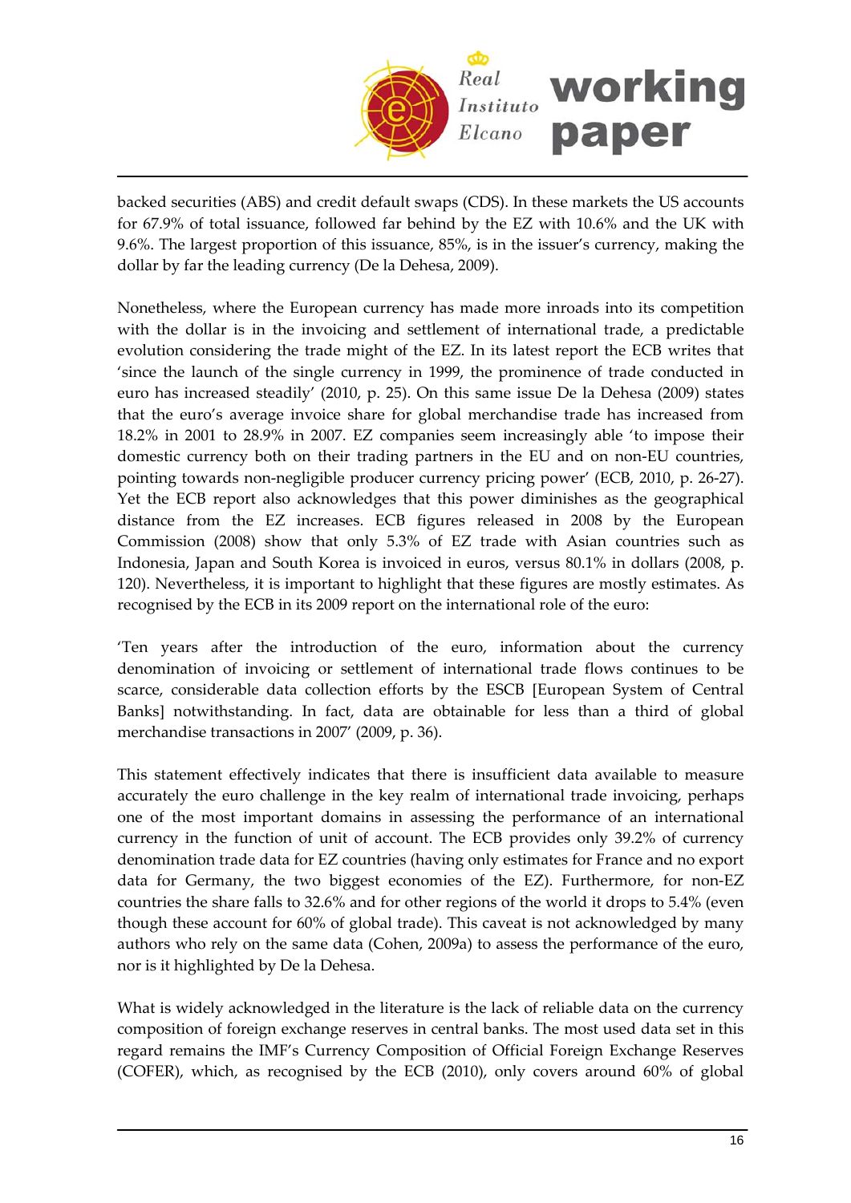backed securities (ABS) and credit default swaps (CDS). In these markets the US accounts for 67.9% of total issuance, followed far behind by the EZ with 10.6% and the UK with 9.6%. The largest proportion of this issuance, 85%, is in the issuer's currency, making the dollar by far the leading currency (De la Dehesa, 2009).

Nonetheless, where the European currency has made more inroads into its competition with the dollar is in the invoicing and settlement of international trade, a predictable evolution considering the trade might of the EZ. In its latest report the ECB writes that 'since the launch of the single currency in 1999, the prominence of trade conducted in euro has increased steadily' (2010, p. 25). On this same issue De la Dehesa (2009) states that the euro's average invoice share for global merchandise trade has increased from 18.2% in 2001 to 28.9% in 2007. EZ companies seem increasingly able 'to impose their domestic currency both on their trading partners in the EU and on non-EU countries, pointing towards non-negligible producer currency pricing power' (ECB, 2010, p. 26-27). Yet the ECB report also acknowledges that this power diminishes as the geographical distance from the EZ increases. ECB figures released in 2008 by the European Commission (2008) show that only 5.3% of EZ trade with Asian countries such as Indonesia, Japan and South Korea is invoiced in euros, versus 80.1% in dollars (2008, p. 120). Nevertheless, it is important to highlight that these figures are mostly estimates. As recognised by the ECB in its 2009 report on the international role of the euro:

'Ten years after the introduction of the euro, information about the currency denomination of invoicing or settlement of international trade flows continues to be scarce, considerable data collection efforts by the ESCB [European System of Central Banks] notwithstanding. In fact, data are obtainable for less than a third of global merchandise transactions in 2007' (2009, p. 36).

This statement effectively indicates that there is insufficient data available to measure accurately the euro challenge in the key realm of international trade invoicing, perhaps one of the most important domains in assessing the performance of an international currency in the function of unit of account. The ECB provides only 39.2% of currency denomination trade data for EZ countries (having only estimates for France and no export data for Germany, the two biggest economies of the EZ). Furthermore, for non-EZ countries the share falls to 32.6% and for other regions of the world it drops to 5.4% (even though these account for 60% of global trade). This caveat is not acknowledged by many authors who rely on the same data (Cohen, 2009a) to assess the performance of the euro, nor is it highlighted by De la Dehesa.

What is widely acknowledged in the literature is the lack of reliable data on the currency composition of foreign exchange reserves in central banks. The most used data set in this regard remains the IMF's Currency Composition of Official Foreign Exchange Reserves (COFER), which, as recognised by the ECB (2010), only covers around 60% of global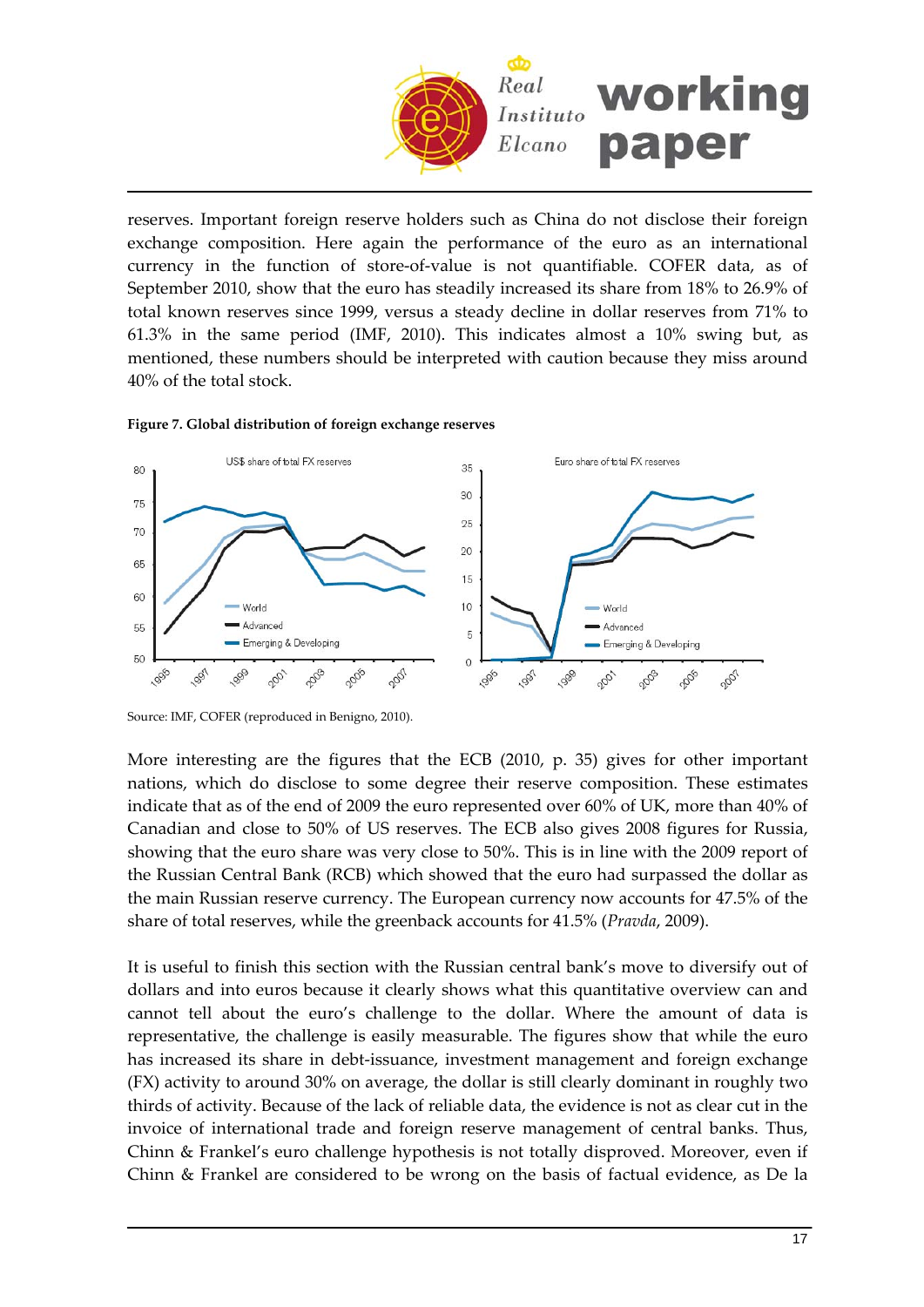reserves. Important foreign reserve holders such as China do not disclose their foreign exchange composition. Here again the performance of the euro as an international currency in the function of store-of-value is not quantifiable. COFER data, as of September 2010, show that the euro has steadily increased its share from 18% to 26.9% of total known reserves since 1999, versus a steady decline in dollar reserves from 71% to 61.3% in the same period (IMF, 2010). This indicates almost a 10% swing but, as mentioned, these numbers should be interpreted with caution because they miss around 40% of the total stock.

**Figure 7. Global distribution of foreign exchange reserves**

Source: IMF, COFER (reproduced in Benigno, 2010).

More interesting are the figures that the ECB (2010, p. 35) gives for other important nations, which do disclose to some degree their reserve composition. These estimates indicate that as of the end of 2009 the euro represented over 60% of UK, more than 40% of Canadian and close to 50% of US reserves. The ECB also gives 2008 figures for Russia, showing that the euro share was very close to 50%. This is in line with the 2009 report of the Russian Central Bank (RCB) which showed that the euro had surpassed the dollar as the main Russian reserve currency. The European currency now accounts for 47.5% of the share of total reserves, while the greenback accounts for 41.5% (*Pravda*, 2009).

It is useful to finish this section with the Russian central bank's move to diversify out of dollars and into euros because it clearly shows what this quantitative overview can and cannot tell about the euro's challenge to the dollar. Where the amount of data is representative, the challenge is easily measurable. The figures show that while the euro has increased its share in debt-issuance, investment management and foreign exchange (FX) activity to around 30% on average, the dollar is still clearly dominant in roughly two thirds of activity. Because of the lack of reliable data, the evidence is not as clear cut in the invoice of international trade and foreign reserve management of central banks. Thus, Chinn & Frankel's euro challenge hypothesis is not totally disproved. Moreover, even if Chinn & Frankel are considered to be wrong on the basis of factual evidence, as De la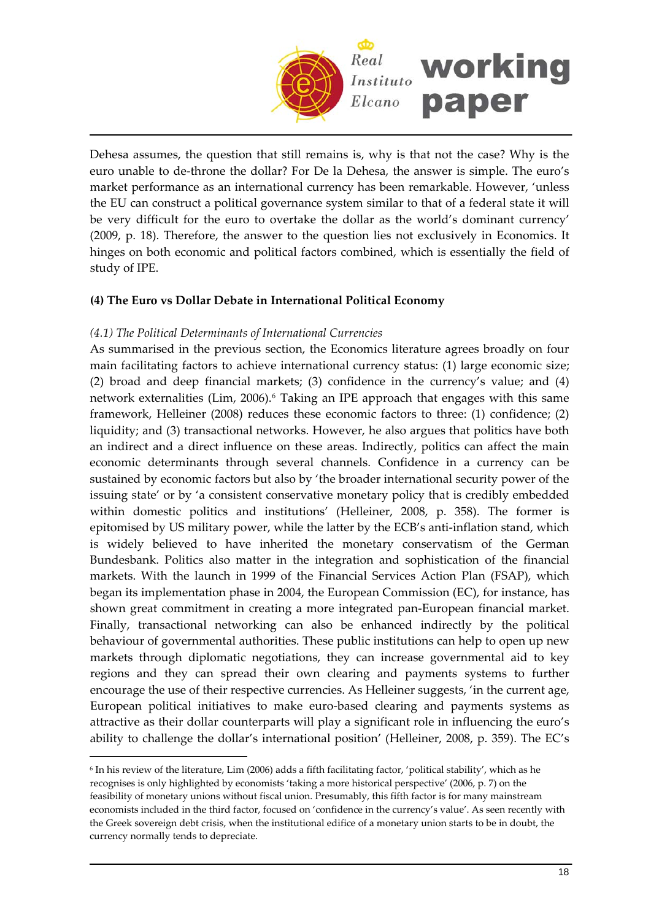Dehesa assumes, the question that still remains is, why is that not the case? Why is the euro unable to de-throne the dollar? For De la Dehesa, the answer is simple. The euro's market performance as an international currency has been remarkable. However, 'unless the EU can construct a political governance system similar to that of a federal state it will be very difficult for the euro to overtake the dollar as the world's dominant currency' (2009, p. 18). Therefore, the answer to the question lies not exclusively in Economics. It hinges on both economic and political factors combined, which is essentially the field of study of IPE.

**(4) The Euro vs Dollar Debate in International Political Economy**

*(4.1) The Political Determinants of International Currencies*

As summarised in the previous section, the Economics literature agrees broadly on four main facilitating factors to achieve international currency status: (1) large economic size; (2) broad and deep financial markets; (3) confidence in the currency's value; and (4) network externalities (Lim, 2006).[6] Taking an IPE approach that engages with this same framework, Helleiner (2008) reduces these economic factors to three: (1) confidence; (2) liquidity; and (3) transactional networks. However, he also argues that politics have both an indirect and a direct influence on these areas. Indirectly, politics can affect the main economic determinants through several channels. Confidence in a currency can be sustained by economic factors but also by 'the broader international security power of the issuing state' or by 'a consistent conservative monetary policy that is credibly embedded within domestic politics and institutions' (Helleiner, 2008, p. 358). The former is epitomised by US military power, while the latter by the ECB's anti-inflation stand, which is widely believed to have inherited the monetary conservatism of the German Bundesbank. Politics also matter in the integration and sophistication of the financial markets. With the launch in 1999 of the Financial Services Action Plan (FSAP), which began its implementation phase in 2004, the European Commission (EC), for instance, has shown great commitment in creating a more integrated pan-European financial market. Finally, transactional networking can also be enhanced indirectly by the political behaviour of governmental authorities. These public institutions can help to open up new markets through diplomatic negotiations, they can increase governmental aid to key regions and they can spread their own clearing and payments systems to further encourage the use of their respective currencies. As Helleiner suggests, 'in the current age, European political initiatives to make euro-based clearing and payments systems as attractive as their dollar counterparts will play a significant role in influencing the euro's ability to challenge the dollar's international position' (Helleiner, 2008, p. 359). The EC's

[6] In his review of the literature, Lim (2006) adds a fifth facilitating factor, 'political stability', which as he recognises is only highlighted by economists 'taking a more historical perspective' (2006, p. 7) on the feasibility of monetary unions without fiscal union. Presumably, this fifth factor is for many mainstream economists included in the third factor, focused on 'confidence in the currency's value'. As seen recently with the Greek sovereign debt crisis, when the institutional edifice of a monetary union starts to be in doubt, the currency normally tends to depreciate.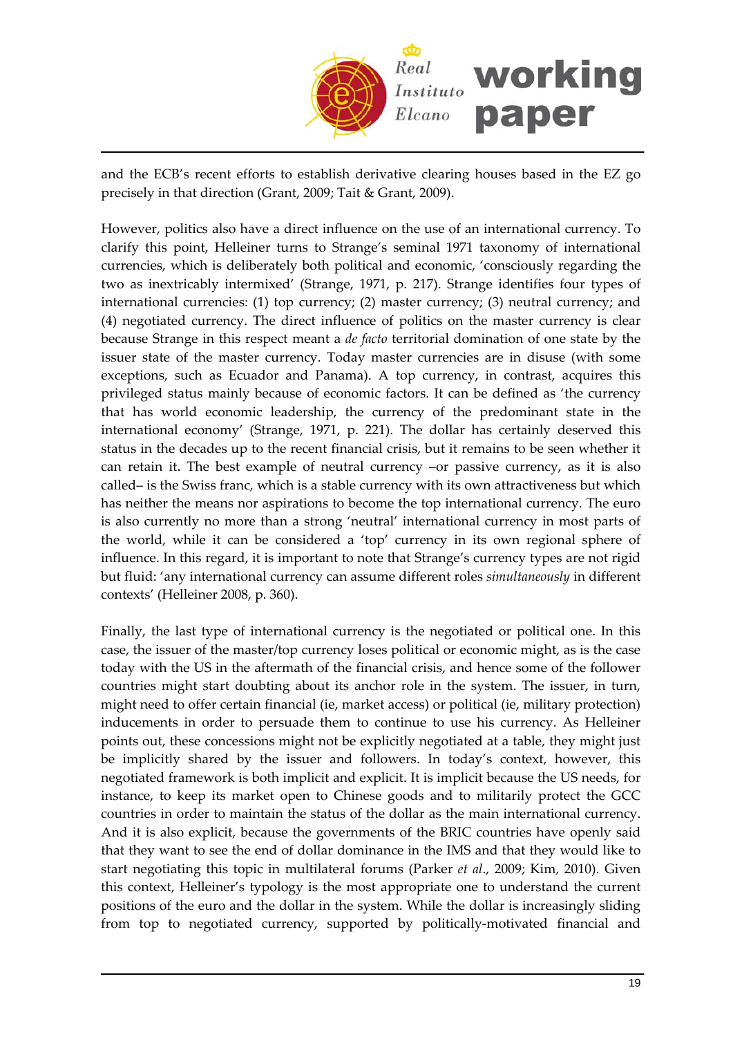and the ECB's recent efforts to establish derivative clearing houses based in the EZ go precisely in that direction (Grant, 2009; Tait & Grant, 2009).

However, politics also have a direct influence on the use of an international currency. To clarify this point, Helleiner turns to Strange's seminal 1971 taxonomy of international currencies, which is deliberately both political and economic, 'consciously regarding the two as inextricably intermixed' (Strange, 1971, p. 217). Strange identifies four types of international currencies: (1) top currency; (2) master currency; (3) neutral currency; and (4) negotiated currency. The direct influence of politics on the master currency is clear because Strange in this respect meant a *de facto* territorial domination of one state by the issuer state of the master currency. Today master currencies are in disuse (with some exceptions, such as Ecuador and Panama). A top currency, in contrast, acquires this privileged status mainly because of economic factors. It can be defined as 'the currency that has world economic leadership, the currency of the predominant state in the international economy' (Strange, 1971, p. 221). The dollar has certainly deserved this status in the decades up to the recent financial crisis, but it remains to be seen whether it can retain it. The best example of neutral currency –or passive currency, as it is also called– is the Swiss franc, which is a stable currency with its own attractiveness but which has neither the means nor aspirations to become the top international currency. The euro is also currently no more than a strong 'neutral' international currency in most parts of the world, while it can be considered a 'top' currency in its own regional sphere of influence. In this regard, it is important to note that Strange's currency types are not rigid but fluid: 'any international currency can assume different roles *simultaneously* in different contexts' (Helleiner 2008, p. 360).

Finally, the last type of international currency is the negotiated or political one. In this case, the issuer of the master/top currency loses political or economic might, as is the case today with the US in the aftermath of the financial crisis, and hence some of the follower countries might start doubting about its anchor role in the system. The issuer, in turn, might need to offer certain financial (ie, market access) or political (ie, military protection) inducements in order to persuade them to continue to use his currency. As Helleiner points out, these concessions might not be explicitly negotiated at a table, they might just be implicitly shared by the issuer and followers. In today's context, however, this negotiated framework is both implicit and explicit. It is implicit because the US has, for instance, to keep its market open to Chinese goods and to militarily protect the GCC countries in order to maintain the status of the dollar as the main international currency. And it is also explicit, because the governments of the BRIC countries have openly said that they want to see the end of dollar dominance in the IMS and that they would like to start negotiating this topic in multilateral forums (Parker *et al*., 2009; Kim, 2010). Given this context, Helleiner's typology is the most appropriate one to understand the current positions of the euro and the dollar in the system. While the dollar is increasingly sliding from top to negotiated currency, supported by politically-motivated financial and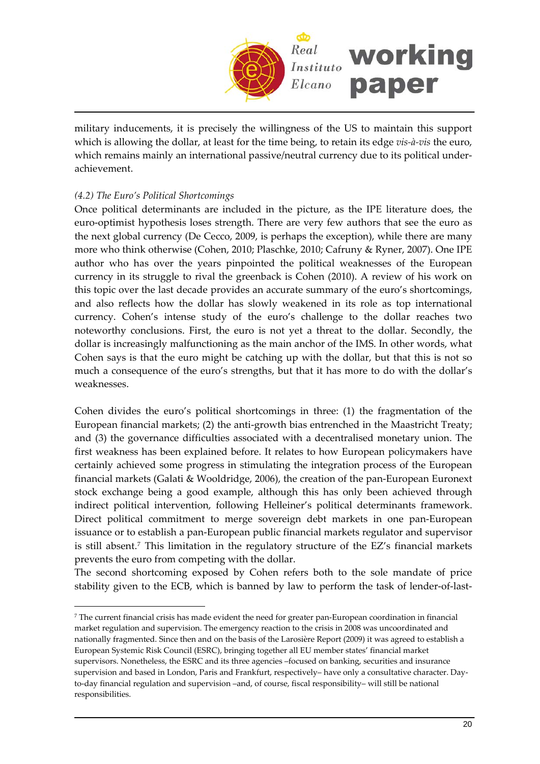military inducements, it is precisely the willingness of the US to maintain this support which is allowing the dollar, at least for the time being, to retain its edge *vis-à-vis* the euro, which remains mainly an international passive/neutral currency due to its political under-achievement.

*(4.2) The Euro's Political Shortcomings*

Once political determinants are included in the picture, as the IPE literature does, the euro-optimist hypothesis loses strength. There are very few authors that see the euro as the next global currency (De Cecco, 2009, is perhaps the exception), while there are many more who think otherwise (Cohen, 2010; Plaschke, 2010; Cafruny & Ryner, 2007). One IPE author who has over the years pinpointed the political weaknesses of the European currency in its struggle to rival the greenback is Cohen (2010). A review of his work on this topic over the last decade provides an accurate summary of the euro's shortcomings, and also reflects how the dollar has slowly weakened in its role as top international currency. Cohen's intense study of the euro's challenge to the dollar reaches two noteworthy conclusions. First, the euro is not yet a threat to the dollar. Secondly, the dollar is increasingly malfunctioning as the main anchor of the IMS. In other words, what Cohen says is that the euro might be catching up with the dollar, but that this is not so much a consequence of the euro's strengths, but that it has more to do with the dollar's weaknesses.

Cohen divides the euro's political shortcomings in three: (1) the fragmentation of the European financial markets; (2) the anti-growth bias entrenched in the Maastricht Treaty; and (3) the governance difficulties associated with a decentralised monetary union. The first weakness has been explained before. It relates to how European policymakers have certainly achieved some progress in stimulating the integration process of the European financial markets (Galati & Wooldridge, 2006), the creation of the pan-European Euronext stock exchange being a good example, although this has only been achieved through indirect political intervention, following Helleiner's political determinants framework. Direct political commitment to merge sovereign debt markets in one pan-European issuance or to establish a pan-European public financial markets regulator and supervisor is still absent.[7] This limitation in the regulatory structure of the EZ's financial markets prevents the euro from competing with the dollar.

The second shortcoming exposed by Cohen refers both to the sole mandate of price stability given to the ECB, which is banned by law to perform the task of lender-of-last-

[7] The current financial crisis has made evident the need for greater pan-European coordination in financial market regulation and supervision. The emergency reaction to the crisis in 2008 was uncoordinated and nationally fragmented. Since then and on the basis of the Larosière Report (2009) it was agreed to establish a European Systemic Risk Council (ESRC), bringing together all EU member states' financial market supervisors. Nonetheless, the ESRC and its three agencies –focused on banking, securities and insurance supervision and based in London, Paris and Frankfurt, respectively– have only a consultative character. Day-to-day financial regulation and supervision –and, of course, fiscal responsibility– will still be national responsibilities.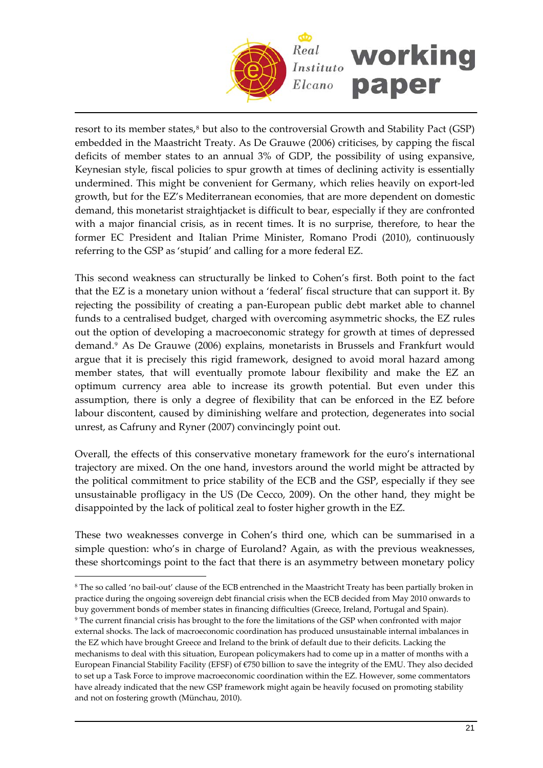resort to its member states,[8] but also to the controversial Growth and Stability Pact (GSP) embedded in the Maastricht Treaty. As De Grauwe (2006) criticises, by capping the fiscal deficits of member states to an annual 3% of GDP, the possibility of using expansive, Keynesian style, fiscal policies to spur growth at times of declining activity is essentially undermined. This might be convenient for Germany, which relies heavily on export-led growth, but for the EZ's Mediterranean economies, that are more dependent on domestic demand, this monetarist straightjacket is difficult to bear, especially if they are confronted with a major financial crisis, as in recent times. It is no surprise, therefore, to hear the former EC President and Italian Prime Minister, Romano Prodi (2010), continuously referring to the GSP as 'stupid' and calling for a more federal EZ.

This second weakness can structurally be linked to Cohen's first. Both point to the fact that the EZ is a monetary union without a 'federal' fiscal structure that can support it. By rejecting the possibility of creating a pan-European public debt market able to channel funds to a centralised budget, charged with overcoming asymmetric shocks, the EZ rules out the option of developing a macroeconomic strategy for growth at times of depressed demand.[9] As De Grauwe (2006) explains, monetarists in Brussels and Frankfurt would argue that it is precisely this rigid framework, designed to avoid moral hazard among member states, that will eventually promote labour flexibility and make the EZ an optimum currency area able to increase its growth potential. But even under this assumption, there is only a degree of flexibility that can be enforced in the EZ before labour discontent, caused by diminishing welfare and protection, degenerates into social unrest, as Cafruny and Ryner (2007) convincingly point out.

Overall, the effects of this conservative monetary framework for the euro's international trajectory are mixed. On the one hand, investors around the world might be attracted by the political commitment to price stability of the ECB and the GSP, especially if they see unsustainable profligacy in the US (De Cecco, 2009). On the other hand, they might be disappointed by the lack of political zeal to foster higher growth in the EZ.

These two weaknesses converge in Cohen's third one, which can be summarised in a simple question: who's in charge of Euroland? Again, as with the previous weaknesses, these shortcomings point to the fact that there is an asymmetry between monetary policy

---

[8] The so called 'no bail-out' clause of the ECB entrenched in the Maastricht Treaty has been partially broken in practice during the ongoing sovereign debt financial crisis when the ECB decided from May 2010 onwards to buy government bonds of member states in financing difficulties (Greece, Ireland, Portugal and Spain).

[9] The current financial crisis has brought to the fore the limitations of the GSP when confronted with major external shocks. The lack of macroeconomic coordination has produced unsustainable internal imbalances in the EZ which have brought Greece and Ireland to the brink of default due to their deficits. Lacking the mechanisms to deal with this situation, European policymakers had to come up in a matter of months with a European Financial Stability Facility (EFSF) of €750 billion to save the integrity of the EMU. They also decided to set up a Task Force to improve macroeconomic coordination within the EZ. However, some commentators have already indicated that the new GSP framework might again be heavily focused on promoting stability and not on fostering growth (Münchau, 2010).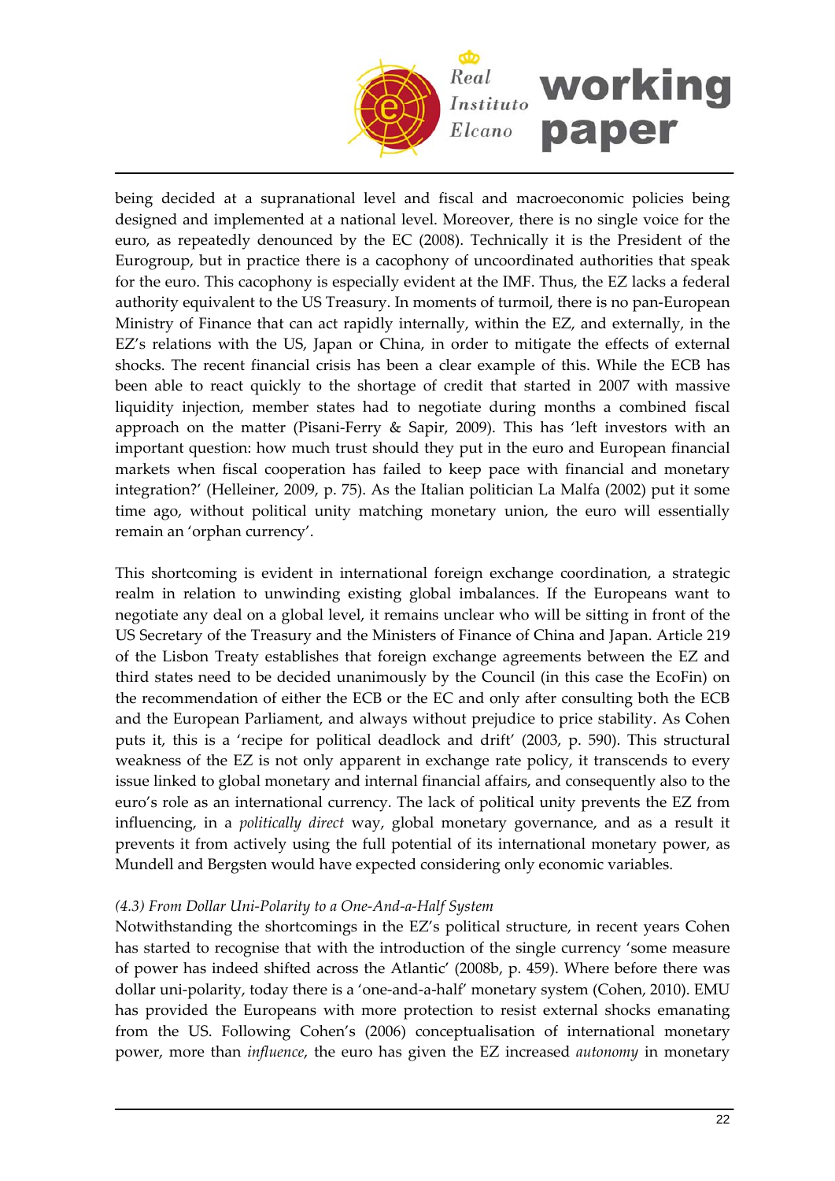being decided at a supranational level and fiscal and macroeconomic policies being designed and implemented at a national level. Moreover, there is no single voice for the euro, as repeatedly denounced by the EC (2008). Technically it is the President of the Eurogroup, but in practice there is a cacophony of uncoordinated authorities that speak for the euro. This cacophony is especially evident at the IMF. Thus, the EZ lacks a federal authority equivalent to the US Treasury. In moments of turmoil, there is no pan-European Ministry of Finance that can act rapidly internally, within the EZ, and externally, in the EZ's relations with the US, Japan or China, in order to mitigate the effects of external shocks. The recent financial crisis has been a clear example of this. While the ECB has been able to react quickly to the shortage of credit that started in 2007 with massive liquidity injection, member states had to negotiate during months a combined fiscal approach on the matter (Pisani-Ferry & Sapir, 2009). This has 'left investors with an important question: how much trust should they put in the euro and European financial markets when fiscal cooperation has failed to keep pace with financial and monetary integration?' (Helleiner, 2009, p. 75). As the Italian politician La Malfa (2002) put it some time ago, without political unity matching monetary union, the euro will essentially remain an 'orphan currency'.

This shortcoming is evident in international foreign exchange coordination, a strategic realm in relation to unwinding existing global imbalances. If the Europeans want to negotiate any deal on a global level, it remains unclear who will be sitting in front of the US Secretary of the Treasury and the Ministers of Finance of China and Japan. Article 219 of the Lisbon Treaty establishes that foreign exchange agreements between the EZ and third states need to be decided unanimously by the Council (in this case the EcoFin) on the recommendation of either the ECB or the EC and only after consulting both the ECB and the European Parliament, and always without prejudice to price stability. As Cohen puts it, this is a 'recipe for political deadlock and drift' (2003, p. 590). This structural weakness of the EZ is not only apparent in exchange rate policy, it transcends to every issue linked to global monetary and internal financial affairs, and consequently also to the euro's role as an international currency. The lack of political unity prevents the EZ from influencing, in a *politically direct* way, global monetary governance, and as a result it prevents it from actively using the full potential of its international monetary power, as Mundell and Bergsten would have expected considering only economic variables.

*(4.3) From Dollar Uni-Polarity to a One-And-a-Half System*

Notwithstanding the shortcomings in the EZ's political structure, in recent years Cohen has started to recognise that with the introduction of the single currency 'some measure of power has indeed shifted across the Atlantic' (2008b, p. 459). Where before there was dollar uni-polarity, today there is a 'one-and-a-half' monetary system (Cohen, 2010). EMU has provided the Europeans with more protection to resist external shocks emanating from the US. Following Cohen's (2006) conceptualisation of international monetary power, more than *influence*, the euro has given the EZ increased *autonomy* in monetary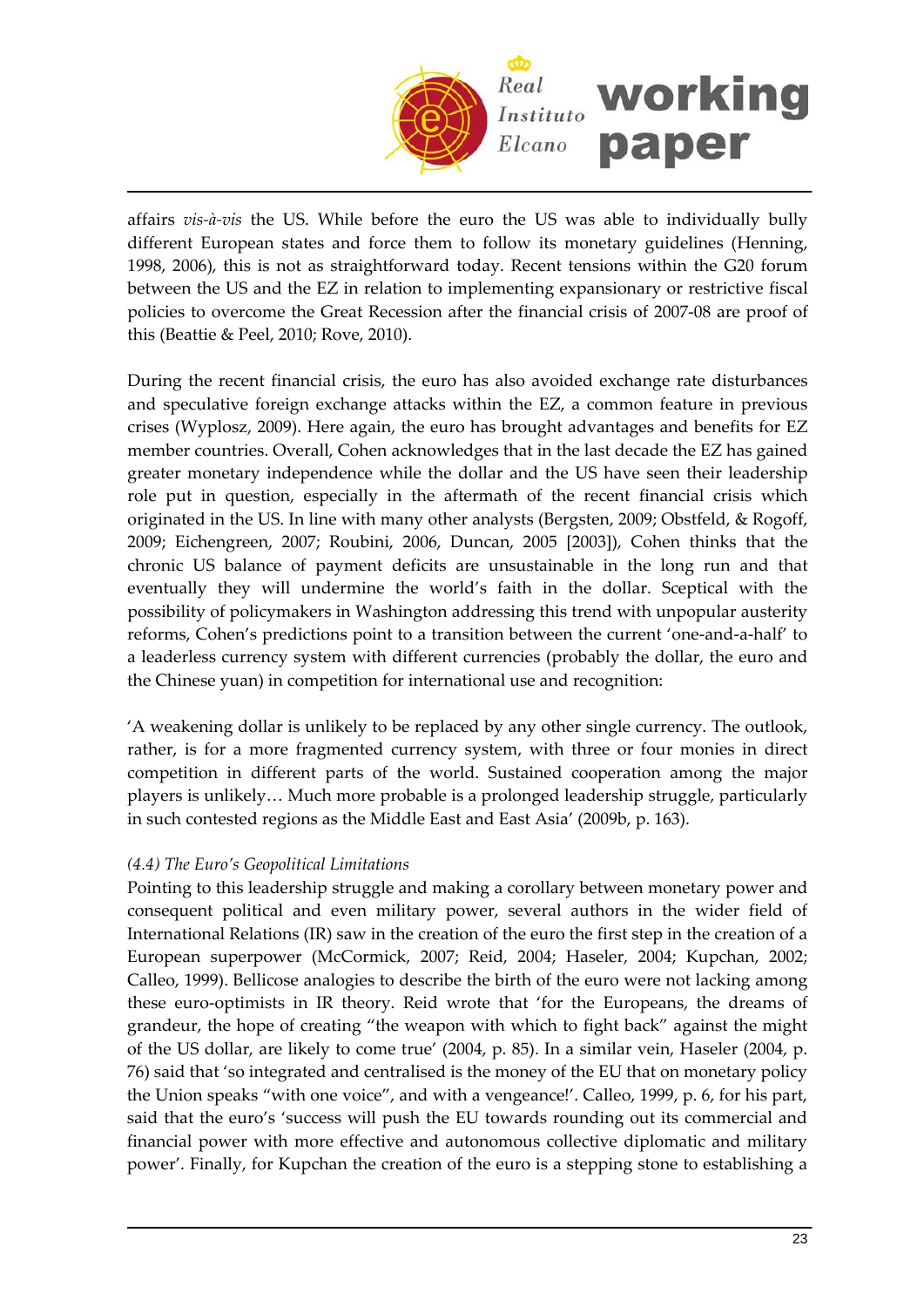affairs *vis-à-vis* the US. While before the euro the US was able to individually bully different European states and force them to follow its monetary guidelines (Henning, 1998, 2006), this is not as straightforward today. Recent tensions within the G20 forum between the US and the EZ in relation to implementing expansionary or restrictive fiscal policies to overcome the Great Recession after the financial crisis of 2007-08 are proof of this (Beattie & Peel, 2010; Rove, 2010).

During the recent financial crisis, the euro has also avoided exchange rate disturbances and speculative foreign exchange attacks within the EZ, a common feature in previous crises (Wyplosz, 2009). Here again, the euro has brought advantages and benefits for EZ member countries. Overall, Cohen acknowledges that in the last decade the EZ has gained greater monetary independence while the dollar and the US have seen their leadership role put in question, especially in the aftermath of the recent financial crisis which originated in the US. In line with many other analysts (Bergsten, 2009; Obstfeld, & Rogoff, 2009; Eichengreen, 2007; Roubini, 2006, Duncan, 2005 [2003]), Cohen thinks that the chronic US balance of payment deficits are unsustainable in the long run and that eventually they will undermine the world's faith in the dollar. Sceptical with the possibility of policymakers in Washington addressing this trend with unpopular austerity reforms, Cohen's predictions point to a transition between the current 'one-and-a-half' to a leaderless currency system with different currencies (probably the dollar, the euro and the Chinese yuan) in competition for international use and recognition:

'A weakening dollar is unlikely to be replaced by any other single currency. The outlook, rather, is for a more fragmented currency system, with three or four monies in direct competition in different parts of the world. Sustained cooperation among the major players is unlikely… Much more probable is a prolonged leadership struggle, particularly in such contested regions as the Middle East and East Asia' (2009b, p. 163).

### *(4.4) The Euro's Geopolitical Limitations*

Pointing to this leadership struggle and making a corollary between monetary power and consequent political and even military power, several authors in the wider field of International Relations (IR) saw in the creation of the euro the first step in the creation of a European superpower (McCormick, 2007; Reid, 2004; Haseler, 2004; Kupchan, 2002; Calleo, 1999). Bellicose analogies to describe the birth of the euro were not lacking among these euro-optimists in IR theory. Reid wrote that 'for the Europeans, the dreams of grandeur, the hope of creating "the weapon with which to fight back" against the might of the US dollar, are likely to come true' (2004, p. 85). In a similar vein, Haseler (2004, p. 76) said that 'so integrated and centralised is the money of the EU that on monetary policy the Union speaks "with one voice", and with a vengeance!'. Calleo, 1999, p. 6, for his part, said that the euro's 'success will push the EU towards rounding out its commercial and financial power with more effective and autonomous collective diplomatic and military power'. Finally, for Kupchan the creation of the euro is a stepping stone to establishing a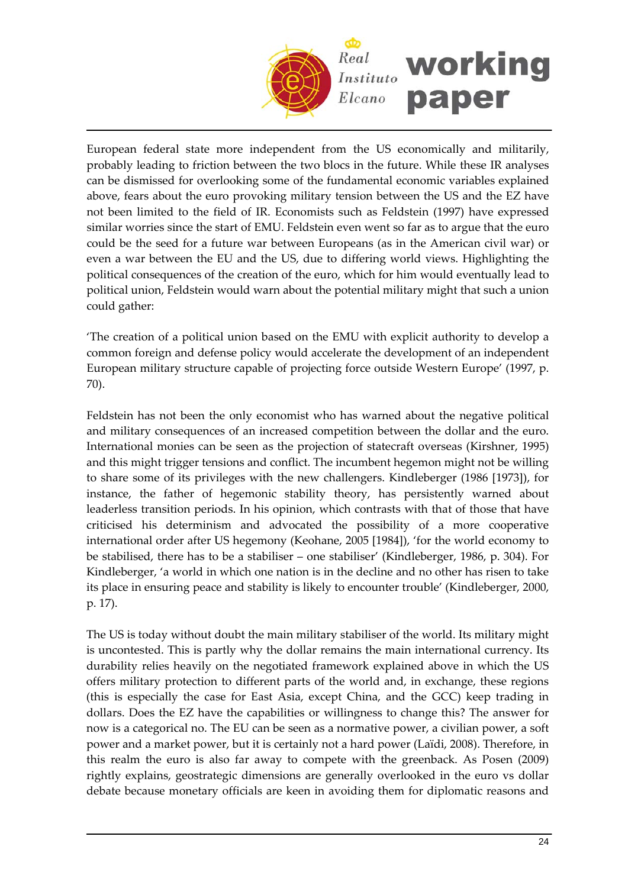European federal state more independent from the US economically and militarily, probably leading to friction between the two blocs in the future. While these IR analyses can be dismissed for overlooking some of the fundamental economic variables explained above, fears about the euro provoking military tension between the US and the EZ have not been limited to the field of IR. Economists such as Feldstein (1997) have expressed similar worries since the start of EMU. Feldstein even went so far as to argue that the euro could be the seed for a future war between Europeans (as in the American civil war) or even a war between the EU and the US, due to differing world views. Highlighting the political consequences of the creation of the euro, which for him would eventually lead to political union, Feldstein would warn about the potential military might that such a union could gather:

'The creation of a political union based on the EMU with explicit authority to develop a common foreign and defense policy would accelerate the development of an independent European military structure capable of projecting force outside Western Europe' (1997, p. 70).

Feldstein has not been the only economist who has warned about the negative political and military consequences of an increased competition between the dollar and the euro. International monies can be seen as the projection of statecraft overseas (Kirshner, 1995) and this might trigger tensions and conflict. The incumbent hegemon might not be willing to share some of its privileges with the new challengers. Kindleberger (1986 [1973]), for instance, the father of hegemonic stability theory, has persistently warned about leaderless transition periods. In his opinion, which contrasts with that of those that have criticised his determinism and advocated the possibility of a more cooperative international order after US hegemony (Keohane, 2005 [1984]), 'for the world economy to be stabilised, there has to be a stabiliser – one stabiliser' (Kindleberger, 1986, p. 304). For Kindleberger, 'a world in which one nation is in the decline and no other has risen to take its place in ensuring peace and stability is likely to encounter trouble' (Kindleberger, 2000, p. 17).

The US is today without doubt the main military stabiliser of the world. Its military might is uncontested. This is partly why the dollar remains the main international currency. Its durability relies heavily on the negotiated framework explained above in which the US offers military protection to different parts of the world and, in exchange, these regions (this is especially the case for East Asia, except China, and the GCC) keep trading in dollars. Does the EZ have the capabilities or willingness to change this? The answer for now is a categorical no. The EU can be seen as a normative power, a civilian power, a soft power and a market power, but it is certainly not a hard power (Laïdi, 2008). Therefore, in this realm the euro is also far away to compete with the greenback. As Posen (2009) rightly explains, geostrategic dimensions are generally overlooked in the euro vs dollar debate because monetary officials are keen in avoiding them for diplomatic reasons and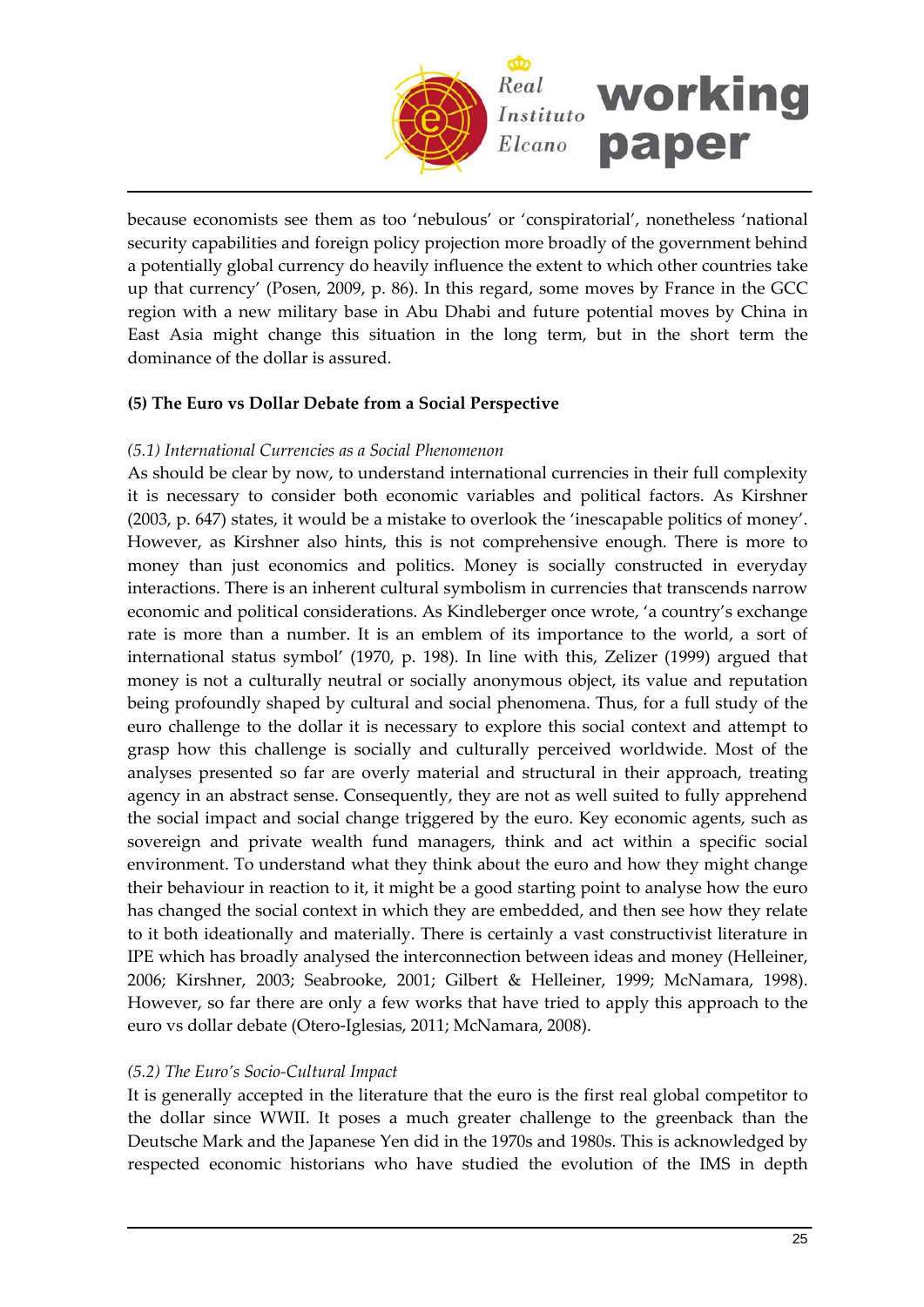because economists see them as too 'nebulous' or 'conspiratorial', nonetheless 'national security capabilities and foreign policy projection more broadly of the government behind a potentially global currency do heavily influence the extent to which other countries take up that currency' (Posen, 2009, p. 86). In this regard, some moves by France in the GCC region with a new military base in Abu Dhabi and future potential moves by China in East Asia might change this situation in the long term, but in the short term the dominance of the dollar is assured.

**(5) The Euro vs Dollar Debate from a Social Perspective**

*(5.1) International Currencies as a Social Phenomenon*

As should be clear by now, to understand international currencies in their full complexity it is necessary to consider both economic variables and political factors. As Kirshner (2003, p. 647) states, it would be a mistake to overlook the 'inescapable politics of money'. However, as Kirshner also hints, this is not comprehensive enough. There is more to money than just economics and politics. Money is socially constructed in everyday interactions. There is an inherent cultural symbolism in currencies that transcends narrow economic and political considerations. As Kindleberger once wrote, 'a country's exchange rate is more than a number. It is an emblem of its importance to the world, a sort of international status symbol' (1970, p. 198). In line with this, Zelizer (1999) argued that money is not a culturally neutral or socially anonymous object, its value and reputation being profoundly shaped by cultural and social phenomena. Thus, for a full study of the euro challenge to the dollar it is necessary to explore this social context and attempt to grasp how this challenge is socially and culturally perceived worldwide. Most of the analyses presented so far are overly material and structural in their approach, treating agency in an abstract sense. Consequently, they are not as well suited to fully apprehend the social impact and social change triggered by the euro. Key economic agents, such as sovereign and private wealth fund managers, think and act within a specific social environment. To understand what they think about the euro and how they might change their behaviour in reaction to it, it might be a good starting point to analyse how the euro has changed the social context in which they are embedded, and then see how they relate to it both ideationally and materially. There is certainly a vast constructivist literature in IPE which has broadly analysed the interconnection between ideas and money (Helleiner, 2006; Kirshner, 2003; Seabrooke, 2001; Gilbert & Helleiner, 1999; McNamara, 1998). However, so far there are only a few works that have tried to apply this approach to the euro vs dollar debate (Otero-Iglesias, 2011; McNamara, 2008).

*(5.2) The Euro's Socio-Cultural Impact*

It is generally accepted in the literature that the euro is the first real global competitor to the dollar since WWII. It poses a much greater challenge to the greenback than the Deutsche Mark and the Japanese Yen did in the 1970s and 1980s. This is acknowledged by respected economic historians who have studied the evolution of the IMS in depth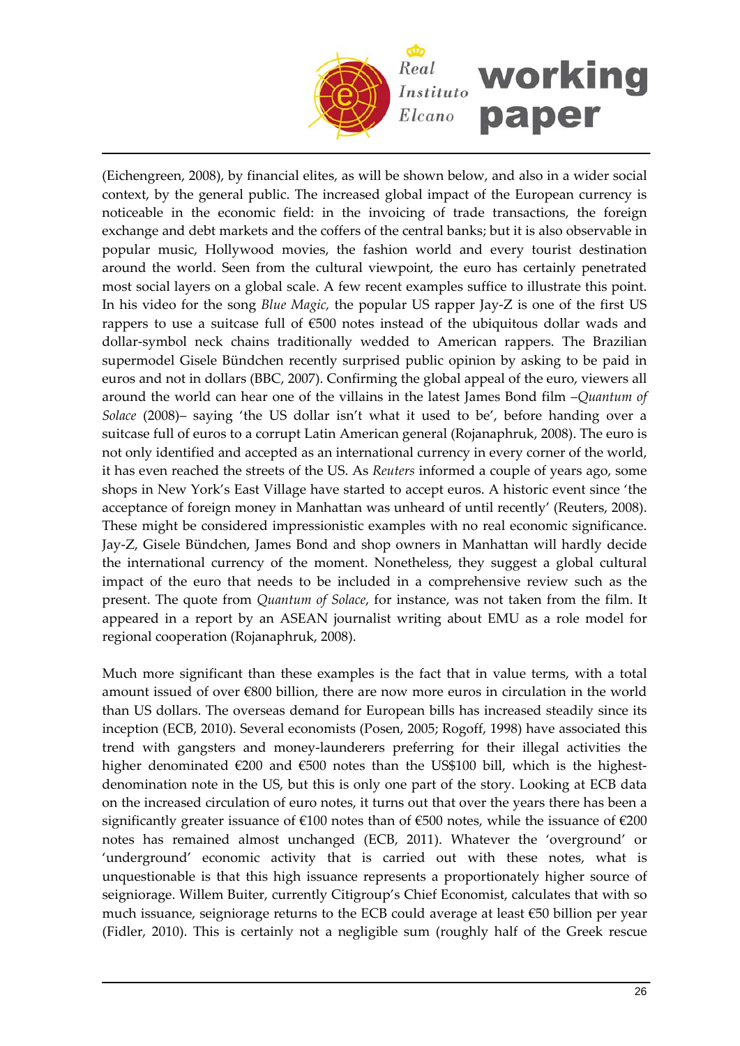(Eichengreen, 2008), by financial elites, as will be shown below, and also in a wider social context, by the general public. The increased global impact of the European currency is noticeable in the economic field: in the invoicing of trade transactions, the foreign exchange and debt markets and the coffers of the central banks; but it is also observable in popular music, Hollywood movies, the fashion world and every tourist destination around the world. Seen from the cultural viewpoint, the euro has certainly penetrated most social layers on a global scale. A few recent examples suffice to illustrate this point. In his video for the song *Blue Magic,* the popular US rapper Jay‐Z is one of the first US rappers to use a suitcase full of €500 notes instead of the ubiquitous dollar wads and dollar‐symbol neck chains traditionally wedded to American rappers. The Brazilian supermodel Gisele Bündchen recently surprised public opinion by asking to be paid in euros and not in dollars (BBC, 2007). Confirming the global appeal of the euro, viewers all around the world can hear one of the villains in the latest James Bond film –*Quantum of Solace* (2008)– saying 'the US dollar isn't what it used to be', before handing over a suitcase full of euros to a corrupt Latin American general (Rojanaphruk, 2008). The euro is not only identified and accepted as an international currency in every corner of the world, it has even reached the streets of the US. As *Reuters* informed a couple of years ago, some shops in New York's East Village have started to accept euros. A historic event since 'the acceptance of foreign money in Manhattan was unheard of until recently' (Reuters, 2008). These might be considered impressionistic examples with no real economic significance. Jay‐Z, Gisele Bündchen, James Bond and shop owners in Manhattan will hardly decide the international currency of the moment. Nonetheless, they suggest a global cultural impact of the euro that needs to be included in a comprehensive review such as the present. The quote from *Quantum of Solace*, for instance, was not taken from the film. It appeared in a report by an ASEAN journalist writing about EMU as a role model for regional cooperation (Rojanaphruk, 2008).

Much more significant than these examples is the fact that in value terms, with a total amount issued of over €800 billion, there are now more euros in circulation in the world than US dollars. The overseas demand for European bills has increased steadily since its inception (ECB, 2010). Several economists (Posen, 2005; Rogoff, 1998) have associated this trend with gangsters and money‐launderers preferring for their illegal activities the higher denominated €200 and €500 notes than the US$100 bill, which is the highest‐denomination note in the US, but this is only one part of the story. Looking at ECB data on the increased circulation of euro notes, it turns out that over the years there has been a significantly greater issuance of €100 notes than of €500 notes, while the issuance of €200 notes has remained almost unchanged (ECB, 2011). Whatever the 'overground' or 'underground' economic activity that is carried out with these notes, what is unquestionable is that this high issuance represents a proportionately higher source of seigniorage. Willem Buiter, currently Citigroup's Chief Economist, calculates that with so much issuance, seigniorage returns to the ECB could average at least €50 billion per year (Fidler, 2010). This is certainly not a negligible sum (roughly half of the Greek rescue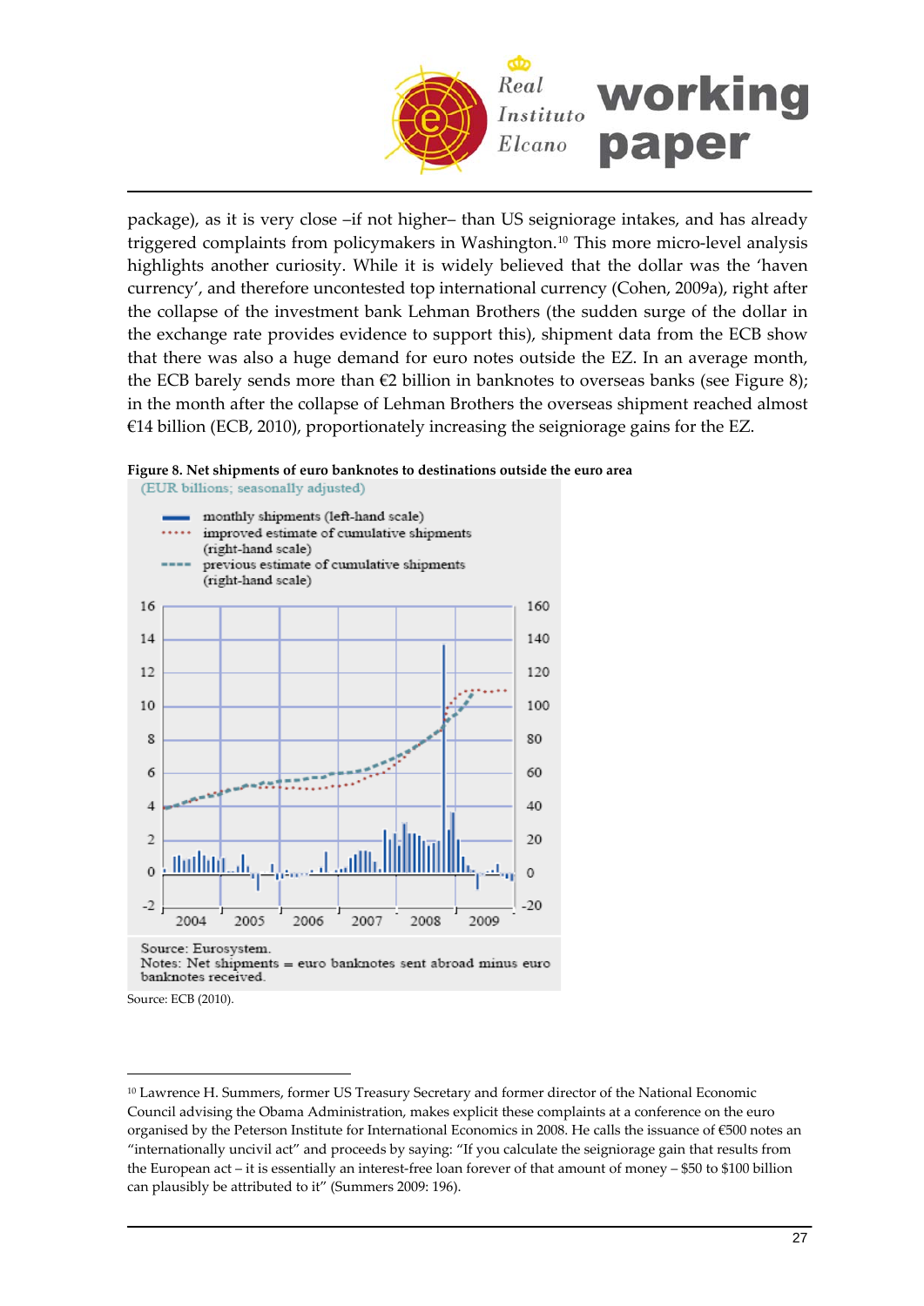package), as it is very close –if not higher– than US seigniorage intakes, and has already triggered complaints from policymakers in Washington.[10] This more micro-level analysis highlights another curiosity. While it is widely believed that the dollar was the 'haven currency', and therefore uncontested top international currency (Cohen, 2009a), right after the collapse of the investment bank Lehman Brothers (the sudden surge of the dollar in the exchange rate provides evidence to support this), shipment data from the ECB show that there was also a huge demand for euro notes outside the EZ. In an average month, the ECB barely sends more than €2 billion in banknotes to overseas banks (see Figure 8); in the month after the collapse of Lehman Brothers the overseas shipment reached almost €14 billion (ECB, 2010), proportionately increasing the seigniorage gains for the EZ.

**Figure 8. Net shipments of euro banknotes to destinations outside the euro area**

(EUR billions; seasonally adjusted)

- monthly shipments (left-hand scale)
- improved estimate of cumulative shipments (right-hand scale)
- previous estimate of cumulative shipments (right-hand scale)

Source: Eurosystem.
Notes: Net shipments = euro banknotes sent abroad minus euro banknotes received.

Source: ECB (2010).

---

[10] Lawrence H. Summers, former US Treasury Secretary and former director of the National Economic Council advising the Obama Administration, makes explicit these complaints at a conference on the euro organised by the Peterson Institute for International Economics in 2008. He calls the issuance of €500 notes an "internationally uncivil act" and proceeds by saying: "If you calculate the seigniorage gain that results from the European act – it is essentially an interest-free loan forever of that amount of money – $50 to $100 billion can plausibly be attributed to it" (Summers 2009: 196).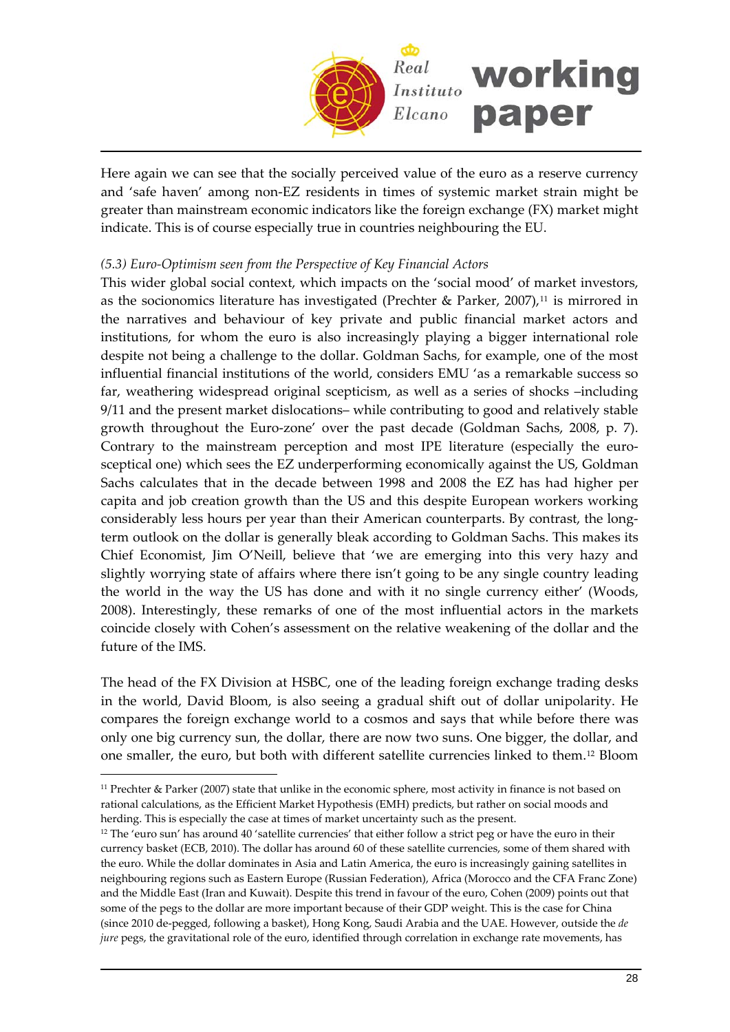Here again we can see that the socially perceived value of the euro as a reserve currency and 'safe haven' among non-EZ residents in times of systemic market strain might be greater than mainstream economic indicators like the foreign exchange (FX) market might indicate. This is of course especially true in countries neighbouring the EU.

*(5.3) Euro-Optimism seen from the Perspective of Key Financial Actors*

This wider global social context, which impacts on the 'social mood' of market investors, as the socionomics literature has investigated (Prechter & Parker, 2007),[11] is mirrored in the narratives and behaviour of key private and public financial market actors and institutions, for whom the euro is also increasingly playing a bigger international role despite not being a challenge to the dollar. Goldman Sachs, for example, one of the most influential financial institutions of the world, considers EMU 'as a remarkable success so far, weathering widespread original scepticism, as well as a series of shocks –including 9/11 and the present market dislocations– while contributing to good and relatively stable growth throughout the Euro-zone' over the past decade (Goldman Sachs, 2008, p. 7). Contrary to the mainstream perception and most IPE literature (especially the euro-sceptical one) which sees the EZ underperforming economically against the US, Goldman Sachs calculates that in the decade between 1998 and 2008 the EZ has had higher per capita and job creation growth than the US and this despite European workers working considerably less hours per year than their American counterparts. By contrast, the long-term outlook on the dollar is generally bleak according to Goldman Sachs. This makes its Chief Economist, Jim O'Neill, believe that 'we are emerging into this very hazy and slightly worrying state of affairs where there isn't going to be any single country leading the world in the way the US has done and with it no single currency either' (Woods, 2008). Interestingly, these remarks of one of the most influential actors in the markets coincide closely with Cohen's assessment on the relative weakening of the dollar and the future of the IMS.

The head of the FX Division at HSBC, one of the leading foreign exchange trading desks in the world, David Bloom, is also seeing a gradual shift out of dollar unipolarity. He compares the foreign exchange world to a cosmos and says that while before there was only one big currency sun, the dollar, there are now two suns. One bigger, the dollar, and one smaller, the euro, but both with different satellite currencies linked to them.[12] Bloom

---

[11] Prechter & Parker (2007) state that unlike in the economic sphere, most activity in finance is not based on rational calculations, as the Efficient Market Hypothesis (EMH) predicts, but rather on social moods and herding. This is especially the case at times of market uncertainty such as the present.

[12] The 'euro sun' has around 40 'satellite currencies' that either follow a strict peg or have the euro in their currency basket (ECB, 2010). The dollar has around 60 of these satellite currencies, some of them shared with the euro. While the dollar dominates in Asia and Latin America, the euro is increasingly gaining satellites in neighbouring regions such as Eastern Europe (Russian Federation), Africa (Morocco and the CFA Franc Zone) and the Middle East (Iran and Kuwait). Despite this trend in favour of the euro, Cohen (2009) points out that some of the pegs to the dollar are more important because of their GDP weight. This is the case for China (since 2010 de-pegged, following a basket), Hong Kong, Saudi Arabia and the UAE. However, outside the *de jure* pegs, the gravitational role of the euro, identified through correlation in exchange rate movements, has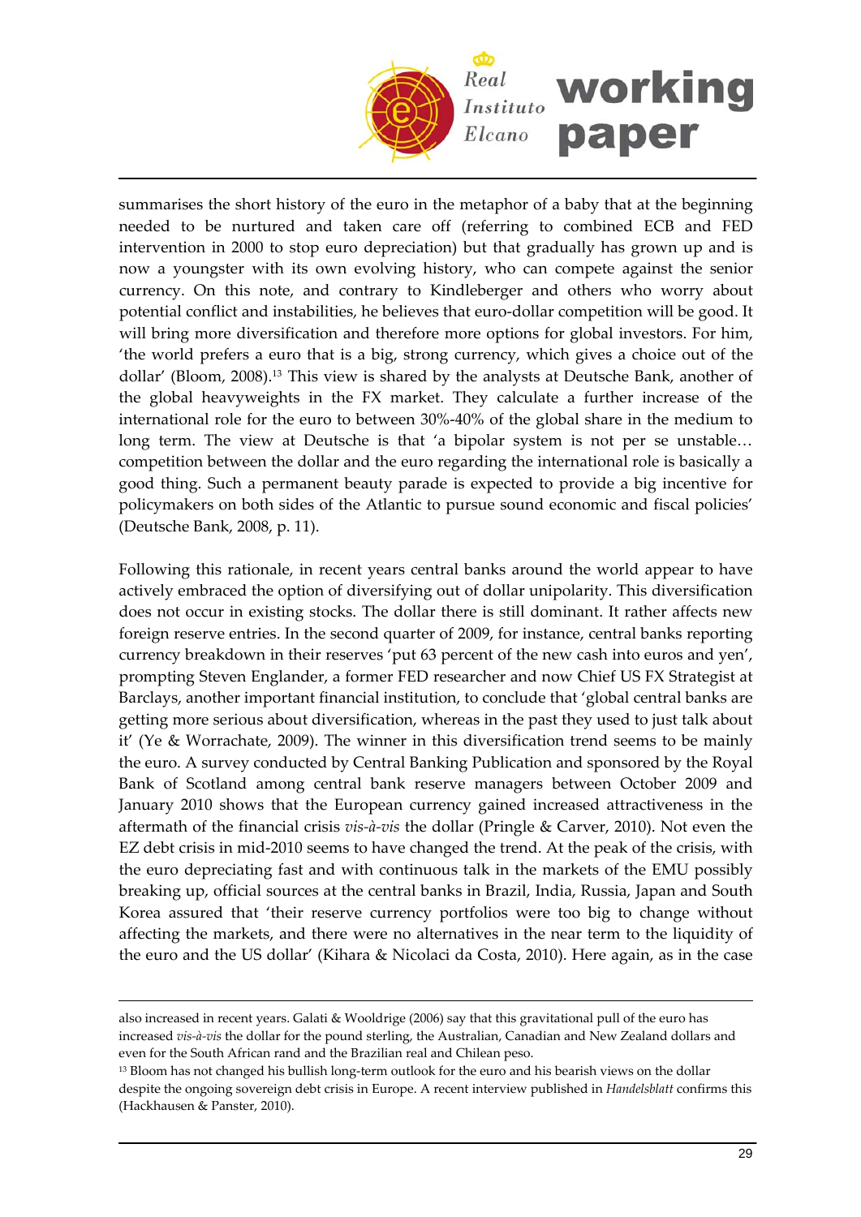summarises the short history of the euro in the metaphor of a baby that at the beginning needed to be nurtured and taken care off (referring to combined ECB and FED intervention in 2000 to stop euro depreciation) but that gradually has grown up and is now a youngster with its own evolving history, who can compete against the senior currency. On this note, and contrary to Kindleberger and others who worry about potential conflict and instabilities, he believes that euro-dollar competition will be good. It will bring more diversification and therefore more options for global investors. For him, 'the world prefers a euro that is a big, strong currency, which gives a choice out of the dollar' (Bloom, 2008).[13] This view is shared by the analysts at Deutsche Bank, another of the global heavyweights in the FX market. They calculate a further increase of the international role for the euro to between 30%-40% of the global share in the medium to long term. The view at Deutsche is that 'a bipolar system is not per se unstable… competition between the dollar and the euro regarding the international role is basically a good thing. Such a permanent beauty parade is expected to provide a big incentive for policymakers on both sides of the Atlantic to pursue sound economic and fiscal policies' (Deutsche Bank, 2008, p. 11).

Following this rationale, in recent years central banks around the world appear to have actively embraced the option of diversifying out of dollar unipolarity. This diversification does not occur in existing stocks. The dollar there is still dominant. It rather affects new foreign reserve entries. In the second quarter of 2009, for instance, central banks reporting currency breakdown in their reserves 'put 63 percent of the new cash into euros and yen', prompting Steven Englander, a former FED researcher and now Chief US FX Strategist at Barclays, another important financial institution, to conclude that 'global central banks are getting more serious about diversification, whereas in the past they used to just talk about it' (Ye & Worrachate, 2009). The winner in this diversification trend seems to be mainly the euro. A survey conducted by Central Banking Publication and sponsored by the Royal Bank of Scotland among central bank reserve managers between October 2009 and January 2010 shows that the European currency gained increased attractiveness in the aftermath of the financial crisis *vis-à-vis* the dollar (Pringle & Carver, 2010). Not even the EZ debt crisis in mid-2010 seems to have changed the trend. At the peak of the crisis, with the euro depreciating fast and with continuous talk in the markets of the EMU possibly breaking up, official sources at the central banks in Brazil, India, Russia, Japan and South Korea assured that 'their reserve currency portfolios were too big to change without affecting the markets, and there were no alternatives in the near term to the liquidity of the euro and the US dollar' (Kihara & Nicolaci da Costa, 2010). Here again, as in the case

---

also increased in recent years. Galati & Wooldrige (2006) say that this gravitational pull of the euro has increased *vis-à-vis* the dollar for the pound sterling, the Australian, Canadian and New Zealand dollars and even for the South African rand and the Brazilian real and Chilean peso.

[13] Bloom has not changed his bullish long-term outlook for the euro and his bearish views on the dollar despite the ongoing sovereign debt crisis in Europe. A recent interview published in *Handelsblatt* confirms this (Hackhausen & Panster, 2010).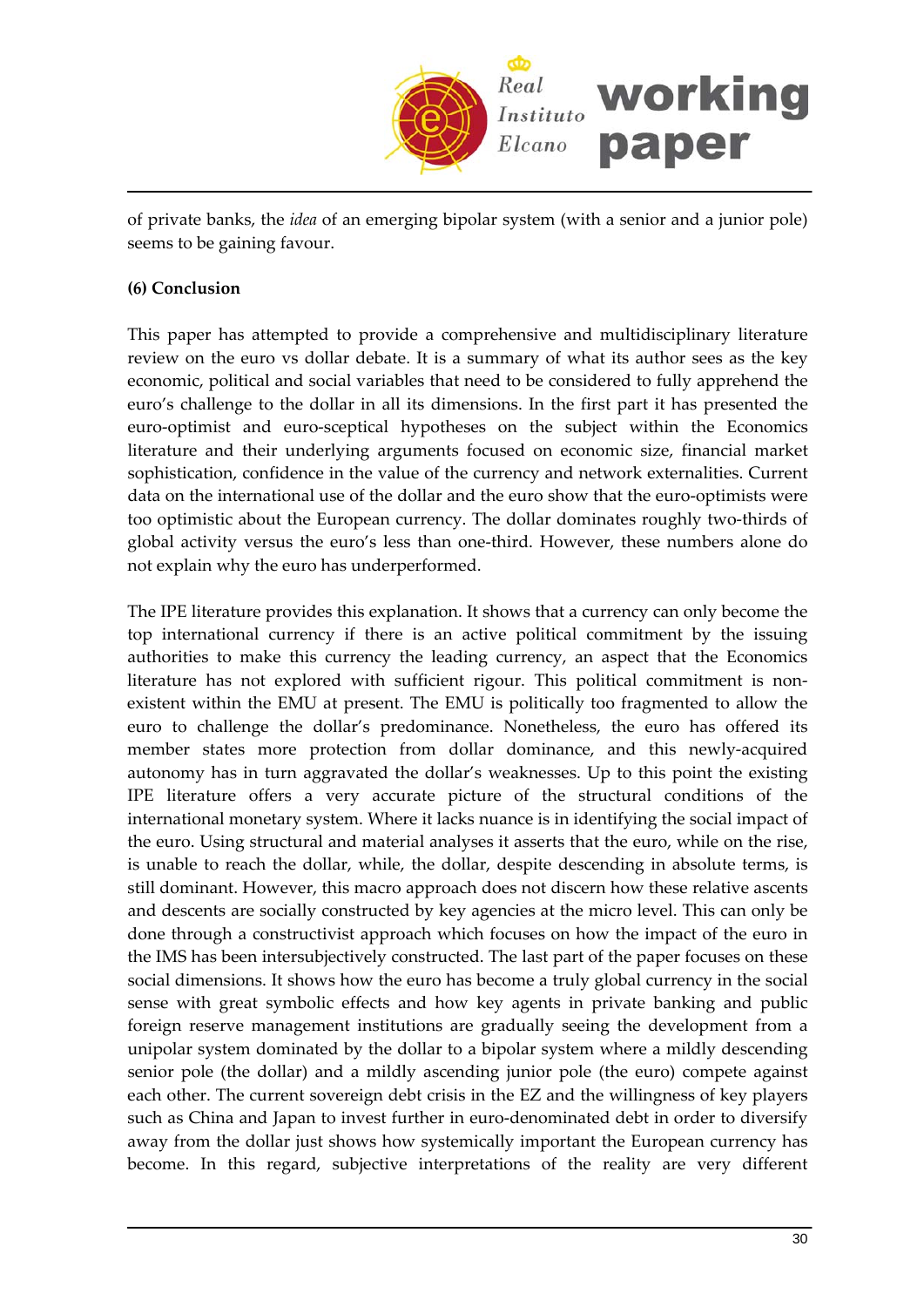of private banks, the *idea* of an emerging bipolar system (with a senior and a junior pole) seems to be gaining favour.

**(6) Conclusion**

This paper has attempted to provide a comprehensive and multidisciplinary literature review on the euro vs dollar debate. It is a summary of what its author sees as the key economic, political and social variables that need to be considered to fully apprehend the euro's challenge to the dollar in all its dimensions. In the first part it has presented the euro-optimist and euro-sceptical hypotheses on the subject within the Economics literature and their underlying arguments focused on economic size, financial market sophistication, confidence in the value of the currency and network externalities. Current data on the international use of the dollar and the euro show that the euro-optimists were too optimistic about the European currency. The dollar dominates roughly two-thirds of global activity versus the euro's less than one-third. However, these numbers alone do not explain why the euro has underperformed.

The IPE literature provides this explanation. It shows that a currency can only become the top international currency if there is an active political commitment by the issuing authorities to make this currency the leading currency, an aspect that the Economics literature has not explored with sufficient rigour. This political commitment is non-existent within the EMU at present. The EMU is politically too fragmented to allow the euro to challenge the dollar's predominance. Nonetheless, the euro has offered its member states more protection from dollar dominance, and this newly-acquired autonomy has in turn aggravated the dollar's weaknesses. Up to this point the existing IPE literature offers a very accurate picture of the structural conditions of the international monetary system. Where it lacks nuance is in identifying the social impact of the euro. Using structural and material analyses it asserts that the euro, while on the rise, is unable to reach the dollar, while, the dollar, despite descending in absolute terms, is still dominant. However, this macro approach does not discern how these relative ascents and descents are socially constructed by key agencies at the micro level. This can only be done through a constructivist approach which focuses on how the impact of the euro in the IMS has been intersubjectively constructed. The last part of the paper focuses on these social dimensions. It shows how the euro has become a truly global currency in the social sense with great symbolic effects and how key agents in private banking and public foreign reserve management institutions are gradually seeing the development from a unipolar system dominated by the dollar to a bipolar system where a mildly descending senior pole (the dollar) and a mildly ascending junior pole (the euro) compete against each other. The current sovereign debt crisis in the EZ and the willingness of key players such as China and Japan to invest further in euro-denominated debt in order to diversify away from the dollar just shows how systemically important the European currency has become. In this regard, subjective interpretations of the reality are very different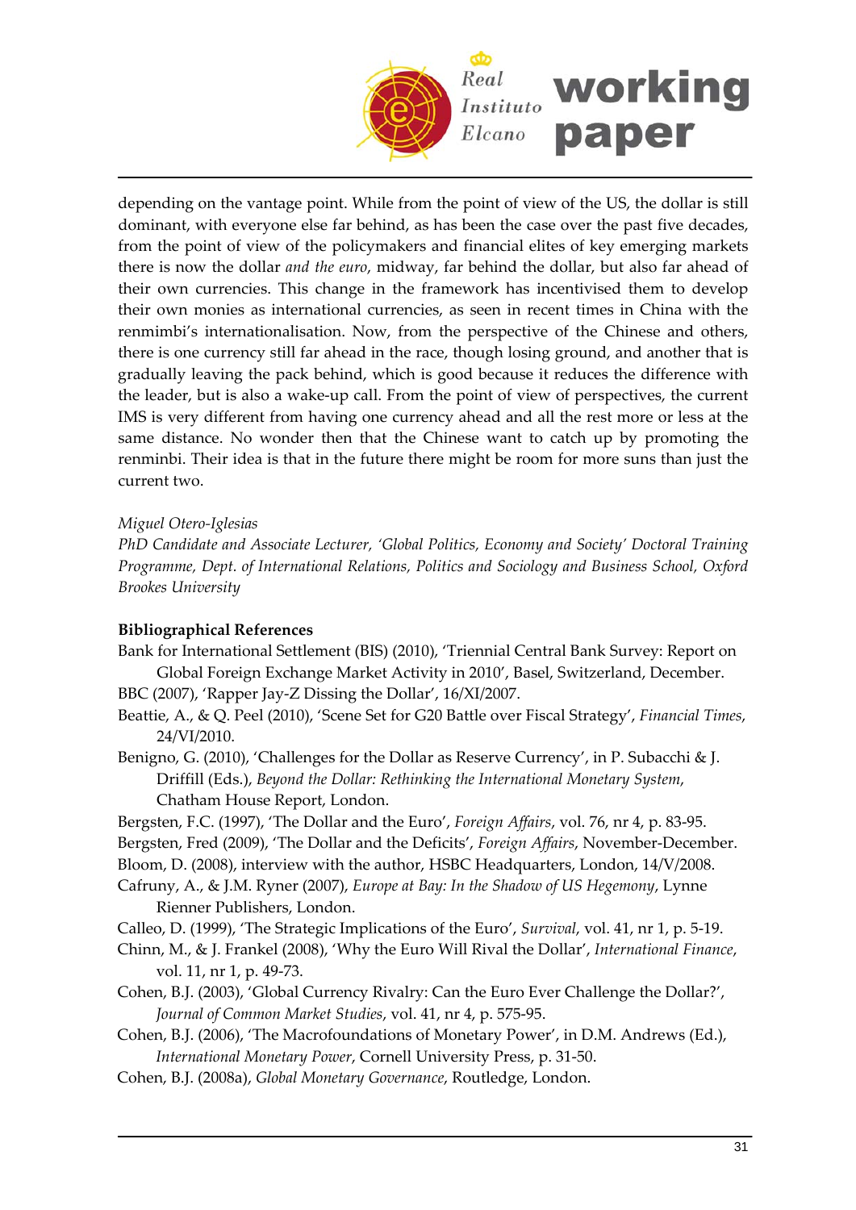depending on the vantage point. While from the point of view of the US, the dollar is still dominant, with everyone else far behind, as has been the case over the past five decades, from the point of view of the policymakers and financial elites of key emerging markets there is now the dollar *and the euro*, midway, far behind the dollar, but also far ahead of their own currencies. This change in the framework has incentivised them to develop their own monies as international currencies, as seen in recent times in China with the renmimbi's internationalisation. Now, from the perspective of the Chinese and others, there is one currency still far ahead in the race, though losing ground, and another that is gradually leaving the pack behind, which is good because it reduces the difference with the leader, but is also a wake-up call. From the point of view of perspectives, the current IMS is very different from having one currency ahead and all the rest more or less at the same distance. No wonder then that the Chinese want to catch up by promoting the renminbi. Their idea is that in the future there might be room for more suns than just the current two.

*Miguel Otero-Iglesias*
*PhD Candidate and Associate Lecturer, 'Global Politics, Economy and Society' Doctoral Training Programme, Dept. of International Relations, Politics and Sociology and Business School, Oxford Brookes University*

**Bibliographical References**

Bank for International Settlement (BIS) (2010), 'Triennial Central Bank Survey: Report on Global Foreign Exchange Market Activity in 2010', Basel, Switzerland, December.

BBC (2007), 'Rapper Jay-Z Dissing the Dollar', 16/XI/2007.

Beattie, A., & Q. Peel (2010), 'Scene Set for G20 Battle over Fiscal Strategy', *Financial Times*, 24/VI/2010.

Benigno, G. (2010), 'Challenges for the Dollar as Reserve Currency', in P. Subacchi & J. Driffill (Eds.), *Beyond the Dollar: Rethinking the International Monetary System*, Chatham House Report, London.

Bergsten, F.C. (1997), 'The Dollar and the Euro', *Foreign Affairs*, vol. 76, nr 4, p. 83-95.

Bergsten, Fred (2009), 'The Dollar and the Deficits', *Foreign Affairs*, November-December.

Bloom, D. (2008), interview with the author, HSBC Headquarters, London, 14/V/2008.

Cafruny, A., & J.M. Ryner (2007), *Europe at Bay: In the Shadow of US Hegemony*, Lynne Rienner Publishers, London.

Calleo, D. (1999), 'The Strategic Implications of the Euro', *Survival*, vol. 41, nr 1, p. 5-19.

Chinn, M., & J. Frankel (2008), 'Why the Euro Will Rival the Dollar', *International Finance*, vol. 11, nr 1, p. 49-73.

Cohen, B.J. (2003), 'Global Currency Rivalry: Can the Euro Ever Challenge the Dollar?', *Journal of Common Market Studies*, vol. 41, nr 4, p. 575-95.

Cohen, B.J. (2006), 'The Macrofoundations of Monetary Power', in D.M. Andrews (Ed.), *International Monetary Power*, Cornell University Press, p. 31-50.

Cohen, B.J. (2008a), *Global Monetary Governance*, Routledge, London.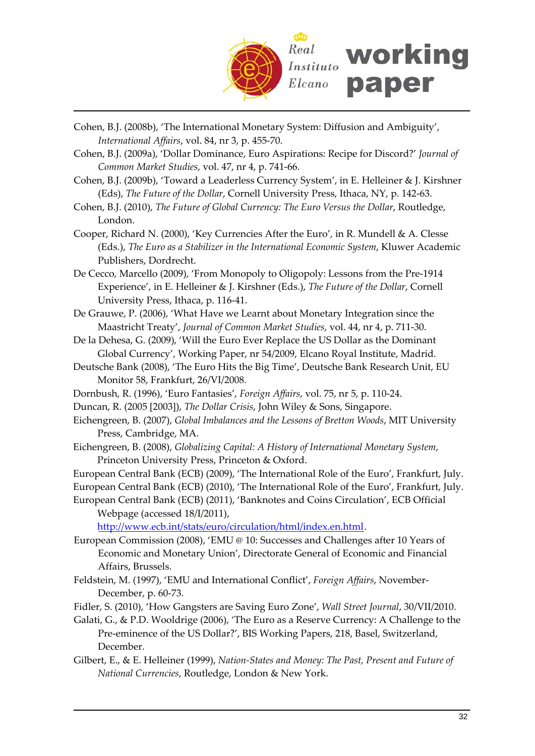Cohen, B.J. (2008b), 'The International Monetary System: Diffusion and Ambiguity', *International Affairs*, vol. 84, nr 3, p. 455-70.

Cohen, B.J. (2009a), 'Dollar Dominance, Euro Aspirations: Recipe for Discord?' *Journal of Common Market Studies*, vol. 47, nr 4, p. 741-66.

Cohen, B.J. (2009b), 'Toward a Leaderless Currency System', in E. Helleiner & J. Kirshner (Eds), *The Future of the Dollar*, Cornell University Press, Ithaca, NY, p. 142-63.

Cohen, B.J. (2010), *The Future of Global Currency: The Euro Versus the Dollar*, Routledge, London.

Cooper, Richard N. (2000), 'Key Currencies After the Euro', in R. Mundell & A. Clesse (Eds.), *The Euro as a Stabilizer in the International Economic System*, Kluwer Academic Publishers, Dordrecht.

De Cecco, Marcello (2009), 'From Monopoly to Oligopoly: Lessons from the Pre-1914 Experience', in E. Helleiner & J. Kirshner (Eds.), *The Future of the Dollar*, Cornell University Press, Ithaca, p. 116-41.

De Grauwe, P. (2006), 'What Have we Learnt about Monetary Integration since the Maastricht Treaty', *Journal of Common Market Studies*, vol. 44, nr 4, p. 711-30.

De la Dehesa, G. (2009), 'Will the Euro Ever Replace the US Dollar as the Dominant Global Currency', Working Paper, nr 54/2009, Elcano Royal Institute, Madrid.

Deutsche Bank (2008), 'The Euro Hits the Big Time', Deutsche Bank Research Unit, EU Monitor 58, Frankfurt, 26/VI/2008.

Dornbush, R. (1996), 'Euro Fantasies', *Foreign Affairs*, vol. 75, nr 5, p. 110-24.

Duncan, R. (2005 [2003]), *The Dollar Crisis*, John Wiley & Sons, Singapore.

Eichengreen, B. (2007), *Global Imbalances and the Lessons of Bretton Woods*, MIT University Press, Cambridge, MA.

Eichengreen, B. (2008), *Globalizing Capital: A History of International Monetary System*, Princeton University Press, Princeton & Oxford.

European Central Bank (ECB) (2009), 'The International Role of the Euro', Frankfurt, July.

European Central Bank (ECB) (2010), 'The International Role of the Euro', Frankfurt, July.

European Central Bank (ECB) (2011), 'Banknotes and Coins Circulation', ECB Official Webpage (accessed 18/I/2011), http://www.ecb.int/stats/euro/circulation/html/index.en.html.

European Commission (2008), 'EMU @ 10: Successes and Challenges after 10 Years of Economic and Monetary Union', Directorate General of Economic and Financial Affairs, Brussels.

Feldstein, M. (1997), 'EMU and International Conflict', *Foreign Affairs*, November-December, p. 60-73.

Fidler, S. (2010), 'How Gangsters are Saving Euro Zone', *Wall Street Journal*, 30/VII/2010.

Galati, G., & P.D. Wooldrige (2006), 'The Euro as a Reserve Currency: A Challenge to the Pre-eminence of the US Dollar?', BIS Working Papers, 218, Basel, Switzerland, December.

Gilbert, E., & E. Helleiner (1999), *Nation-States and Money: The Past, Present and Future of National Currencies*, Routledge, London & New York.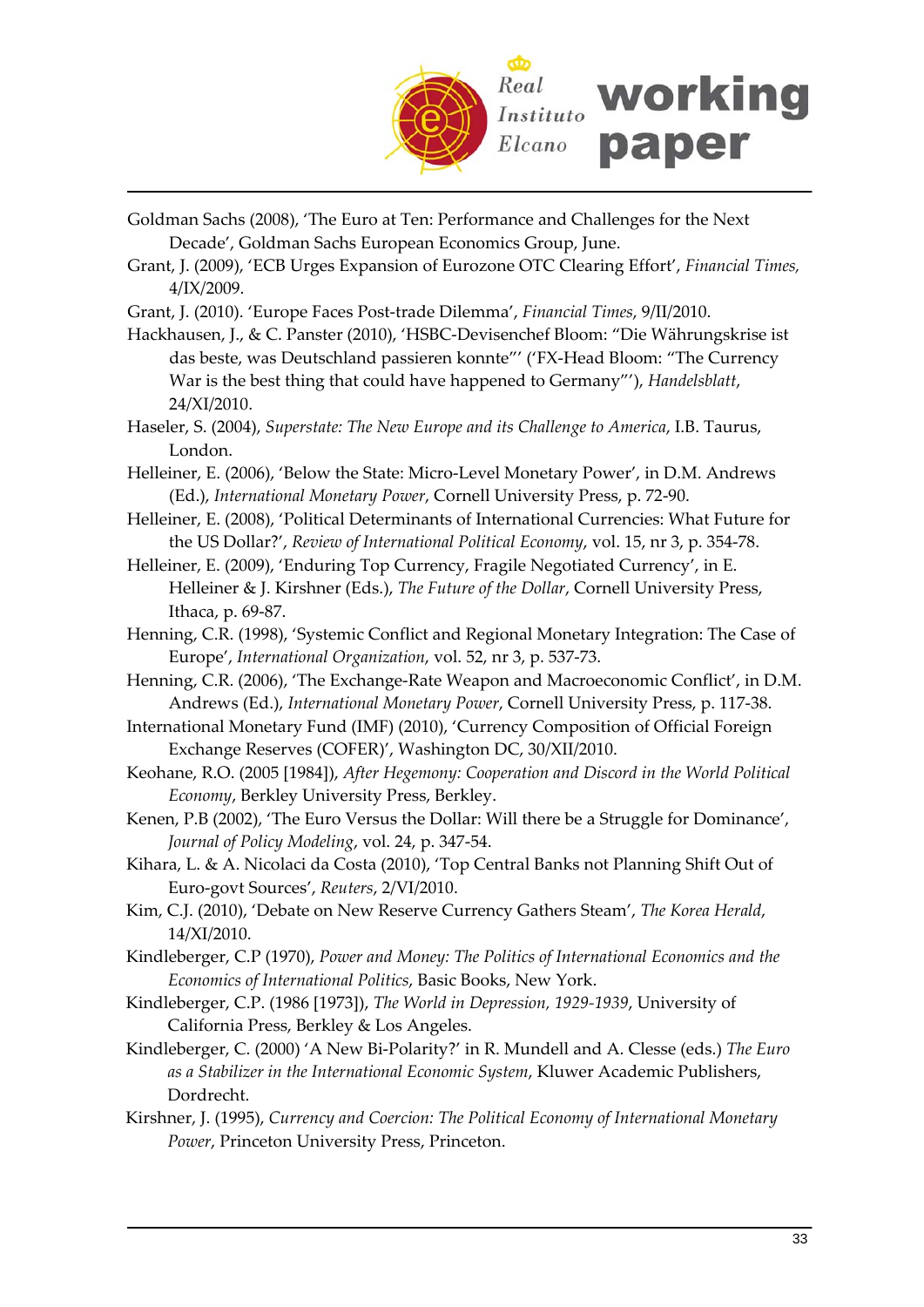Goldman Sachs (2008), 'The Euro at Ten: Performance and Challenges for the Next Decade', Goldman Sachs European Economics Group, June.

Grant, J. (2009), 'ECB Urges Expansion of Eurozone OTC Clearing Effort', *Financial Times,* 4/IX/2009.

Grant, J. (2010). 'Europe Faces Post-trade Dilemma', *Financial Times*, 9/II/2010.

Hackhausen, J., & C. Panster (2010), 'HSBC-Devisenchef Bloom: "Die Währungskrise ist das beste, was Deutschland passieren konnte"' ('FX-Head Bloom: "The Currency War is the best thing that could have happened to Germany"'), *Handelsblatt*, 24/XI/2010.

Haseler, S. (2004), *Superstate: The New Europe and its Challenge to America*, I.B. Taurus, London.

Helleiner, E. (2006), 'Below the State: Micro-Level Monetary Power', in D.M. Andrews (Ed.), *International Monetary Power*, Cornell University Press, p. 72-90.

Helleiner, E. (2008), 'Political Determinants of International Currencies: What Future for the US Dollar?', *Review of International Political Economy*, vol. 15, nr 3, p. 354-78.

Helleiner, E. (2009), 'Enduring Top Currency, Fragile Negotiated Currency', in E. Helleiner & J. Kirshner (Eds.), *The Future of the Dollar*, Cornell University Press, Ithaca, p. 69-87.

Henning, C.R. (1998), 'Systemic Conflict and Regional Monetary Integration: The Case of Europe', *International Organization*, vol. 52, nr 3, p. 537-73.

Henning, C.R. (2006), 'The Exchange-Rate Weapon and Macroeconomic Conflict', in D.M. Andrews (Ed.), *International Monetary Power*, Cornell University Press, p. 117-38.

International Monetary Fund (IMF) (2010), 'Currency Composition of Official Foreign Exchange Reserves (COFER)', Washington DC, 30/XII/2010.

Keohane, R.O. (2005 [1984]), *After Hegemony: Cooperation and Discord in the World Political Economy*, Berkley University Press, Berkley.

Kenen, P.B (2002), 'The Euro Versus the Dollar: Will there be a Struggle for Dominance', *Journal of Policy Modeling*, vol. 24, p. 347-54.

Kihara, L. & A. Nicolaci da Costa (2010), 'Top Central Banks not Planning Shift Out of Euro-govt Sources', *Reuters*, 2/VI/2010.

Kim, C.J. (2010), 'Debate on New Reserve Currency Gathers Steam', *The Korea Herald*, 14/XI/2010.

Kindleberger, C.P (1970), *Power and Money: The Politics of International Economics and the Economics of International Politics*, Basic Books, New York.

Kindleberger, C.P. (1986 [1973]), *The World in Depression, 1929-1939*, University of California Press, Berkley & Los Angeles.

Kindleberger, C. (2000) 'A New Bi-Polarity?' in R. Mundell and A. Clesse (eds.) *The Euro as a Stabilizer in the International Economic System*, Kluwer Academic Publishers, Dordrecht.

Kirshner, J. (1995), *Currency and Coercion: The Political Economy of International Monetary Power*, Princeton University Press, Princeton.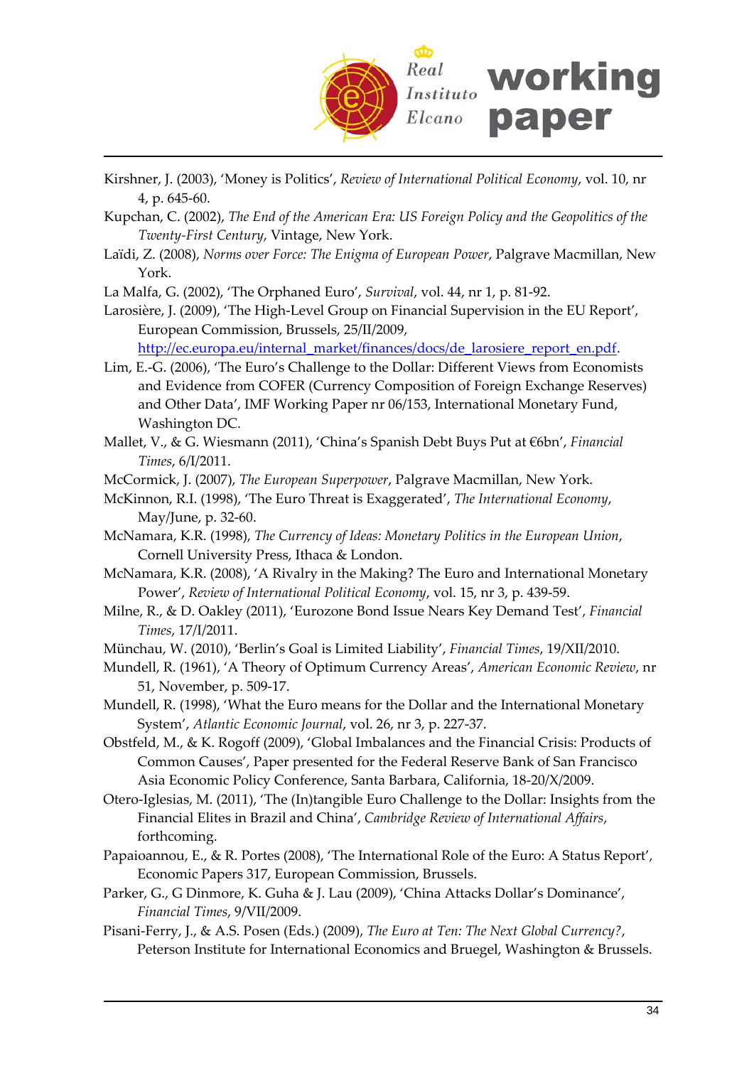Kirshner, J. (2003), 'Money is Politics', *Review of International Political Economy*, vol. 10, nr 4, p. 645-60.

Kupchan, C. (2002), *The End of the American Era: US Foreign Policy and the Geopolitics of the Twenty-First Century*, Vintage, New York.

Laïdi, Z. (2008), *Norms over Force: The Enigma of European Power*, Palgrave Macmillan, New York.

La Malfa, G. (2002), 'The Orphaned Euro', *Survival*, vol. 44, nr 1, p. 81-92.

Larosière, J. (2009), 'The High-Level Group on Financial Supervision in the EU Report', European Commission, Brussels, 25/II/2009, http://ec.europa.eu/internal_market/finances/docs/de_larosiere_report_en.pdf.

Lim, E.-G. (2006), 'The Euro's Challenge to the Dollar: Different Views from Economists and Evidence from COFER (Currency Composition of Foreign Exchange Reserves) and Other Data', IMF Working Paper nr 06/153, International Monetary Fund, Washington DC.

Mallet, V., & G. Wiesmann (2011), 'China's Spanish Debt Buys Put at €6bn', *Financial Times*, 6/I/2011.

McCormick, J. (2007), *The European Superpower*, Palgrave Macmillan, New York.

McKinnon, R.I. (1998), 'The Euro Threat is Exaggerated', *The International Economy*, May/June, p. 32-60.

McNamara, K.R. (1998), *The Currency of Ideas: Monetary Politics in the European Union*, Cornell University Press, Ithaca & London.

McNamara, K.R. (2008), 'A Rivalry in the Making? The Euro and International Monetary Power', *Review of International Political Economy*, vol. 15, nr 3, p. 439-59.

Milne, R., & D. Oakley (2011), 'Eurozone Bond Issue Nears Key Demand Test', *Financial Times*, 17/I/2011.

Münchau, W. (2010), 'Berlin's Goal is Limited Liability', *Financial Times*, 19/XII/2010.

Mundell, R. (1961), 'A Theory of Optimum Currency Areas', *American Economic Review*, nr 51, November, p. 509-17.

Mundell, R. (1998), 'What the Euro means for the Dollar and the International Monetary System', *Atlantic Economic Journal*, vol. 26, nr 3, p. 227-37.

Obstfeld, M., & K. Rogoff (2009), 'Global Imbalances and the Financial Crisis: Products of Common Causes', Paper presented for the Federal Reserve Bank of San Francisco Asia Economic Policy Conference, Santa Barbara, California, 18-20/X/2009.

Otero-Iglesias, M. (2011), 'The (In)tangible Euro Challenge to the Dollar: Insights from the Financial Elites in Brazil and China', *Cambridge Review of International Affairs*, forthcoming.

Papaioannou, E., & R. Portes (2008), 'The International Role of the Euro: A Status Report', Economic Papers 317, European Commission, Brussels.

Parker, G., G Dinmore, K. Guha & J. Lau (2009), 'China Attacks Dollar's Dominance', *Financial Times*, 9/VII/2009.

Pisani-Ferry, J., & A.S. Posen (Eds.) (2009), *The Euro at Ten: The Next Global Currency?*, Peterson Institute for International Economics and Bruegel, Washington & Brussels.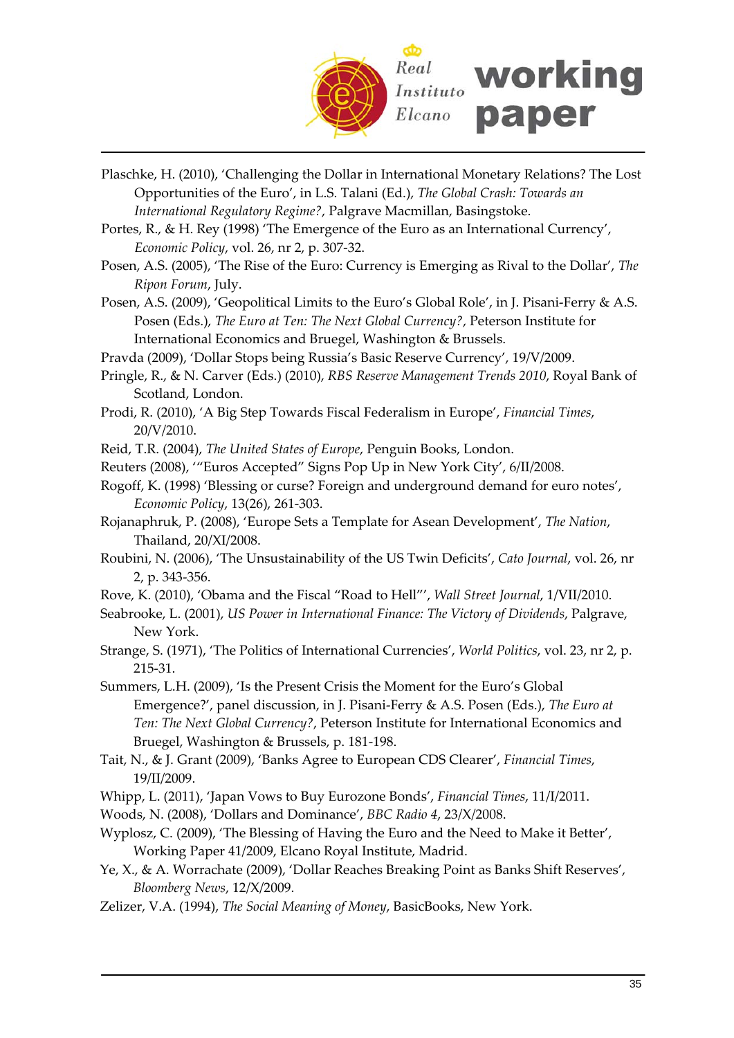Plaschke, H. (2010), 'Challenging the Dollar in International Monetary Relations? The Lost Opportunities of the Euro', in L.S. Talani (Ed.), *The Global Crash: Towards an International Regulatory Regime?*, Palgrave Macmillan, Basingstoke.

Portes, R., & H. Rey (1998) 'The Emergence of the Euro as an International Currency', *Economic Policy*, vol. 26, nr 2, p. 307-32.

Posen, A.S. (2005), 'The Rise of the Euro: Currency is Emerging as Rival to the Dollar', *The Ripon Forum*, July.

Posen, A.S. (2009), 'Geopolitical Limits to the Euro's Global Role', in J. Pisani-Ferry & A.S. Posen (Eds.), *The Euro at Ten: The Next Global Currency?*, Peterson Institute for International Economics and Bruegel, Washington & Brussels.

Pravda (2009), 'Dollar Stops being Russia's Basic Reserve Currency', 19/V/2009.

Pringle, R., & N. Carver (Eds.) (2010), *RBS Reserve Management Trends 2010*, Royal Bank of Scotland, London.

Prodi, R. (2010), 'A Big Step Towards Fiscal Federalism in Europe', *Financial Times*, 20/V/2010.

Reid, T.R. (2004), *The United States of Europe*, Penguin Books, London.

Reuters (2008), '"Euros Accepted" Signs Pop Up in New York City', 6/II/2008.

Rogoff, K. (1998) 'Blessing or curse? Foreign and underground demand for euro notes', *Economic Policy*, 13(26), 261-303.

Rojanaphruk, P. (2008), 'Europe Sets a Template for Asean Development', *The Nation*, Thailand, 20/XI/2008.

Roubini, N. (2006), 'The Unsustainability of the US Twin Deficits', *Cato Journal*, vol. 26, nr 2, p. 343-356.

Rove, K. (2010), 'Obama and the Fiscal "Road to Hell"', *Wall Street Journal*, 1/VII/2010.

Seabrooke, L. (2001), *US Power in International Finance: The Victory of Dividends*, Palgrave, New York.

Strange, S. (1971), 'The Politics of International Currencies', *World Politics*, vol. 23, nr 2, p. 215-31.

Summers, L.H. (2009), 'Is the Present Crisis the Moment for the Euro's Global Emergence?', panel discussion, in J. Pisani-Ferry & A.S. Posen (Eds.), *The Euro at Ten: The Next Global Currency?*, Peterson Institute for International Economics and Bruegel, Washington & Brussels, p. 181-198.

Tait, N., & J. Grant (2009), 'Banks Agree to European CDS Clearer', *Financial Times*, 19/II/2009.

Whipp, L. (2011), 'Japan Vows to Buy Eurozone Bonds', *Financial Times*, 11/I/2011.

Woods, N. (2008), 'Dollars and Dominance', *BBC Radio 4*, 23/X/2008.

Wyplosz, C. (2009), 'The Blessing of Having the Euro and the Need to Make it Better', Working Paper 41/2009, Elcano Royal Institute, Madrid.

Ye, X., & A. Worrachate (2009), 'Dollar Reaches Breaking Point as Banks Shift Reserves', *Bloomberg News*, 12/X/2009.

Zelizer, V.A. (1994), *The Social Meaning of Money*, BasicBooks, New York.